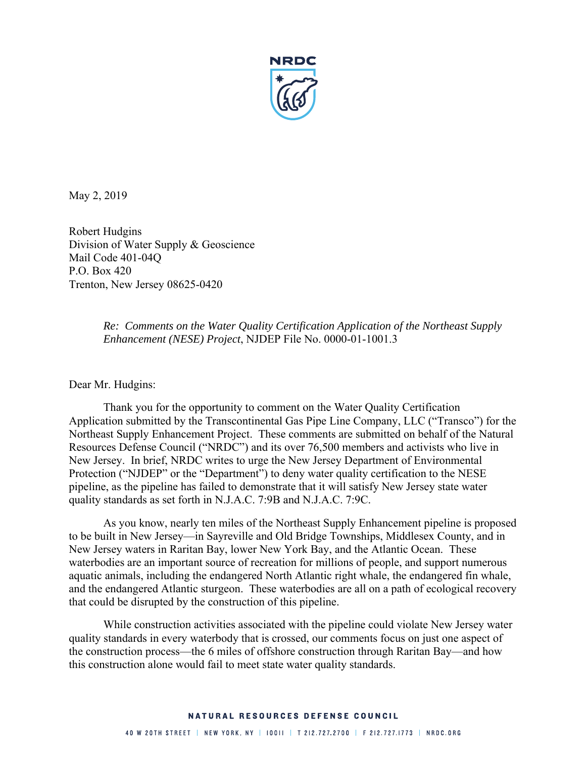May 2, 2019

Robert Hudgins
Division of Water Supply & Geoscience
Mail Code 401-04Q
P.O. Box 420
Trenton, New Jersey 08625-0420

> *Re: Comments on the Water Quality Certification Application of the Northeast Supply Enhancement (NESE) Project*, NJDEP File No. 0000-01-1001.3

Dear Mr. Hudgins:

Thank you for the opportunity to comment on the Water Quality Certification Application submitted by the Transcontinental Gas Pipe Line Company, LLC ("Transco") for the Northeast Supply Enhancement Project. These comments are submitted on behalf of the Natural Resources Defense Council ("NRDC") and its over 76,500 members and activists who live in New Jersey. In brief, NRDC writes to urge the New Jersey Department of Environmental Protection ("NJDEP" or the "Department") to deny water quality certification to the NESE pipeline, as the pipeline has failed to demonstrate that it will satisfy New Jersey state water quality standards as set forth in N.J.A.C. 7:9B and N.J.A.C. 7:9C.

As you know, nearly ten miles of the Northeast Supply Enhancement pipeline is proposed to be built in New Jersey—in Sayreville and Old Bridge Townships, Middlesex County, and in New Jersey waters in Raritan Bay, lower New York Bay, and the Atlantic Ocean. These waterbodies are an important source of recreation for millions of people, and support numerous aquatic animals, including the endangered North Atlantic right whale, the endangered fin whale, and the endangered Atlantic sturgeon. These waterbodies are all on a path of ecological recovery that could be disrupted by the construction of this pipeline.

While construction activities associated with the pipeline could violate New Jersey water quality standards in every waterbody that is crossed, our comments focus on just one aspect of the construction process—the 6 miles of offshore construction through Raritan Bay—and how this construction alone would fail to meet state water quality standards.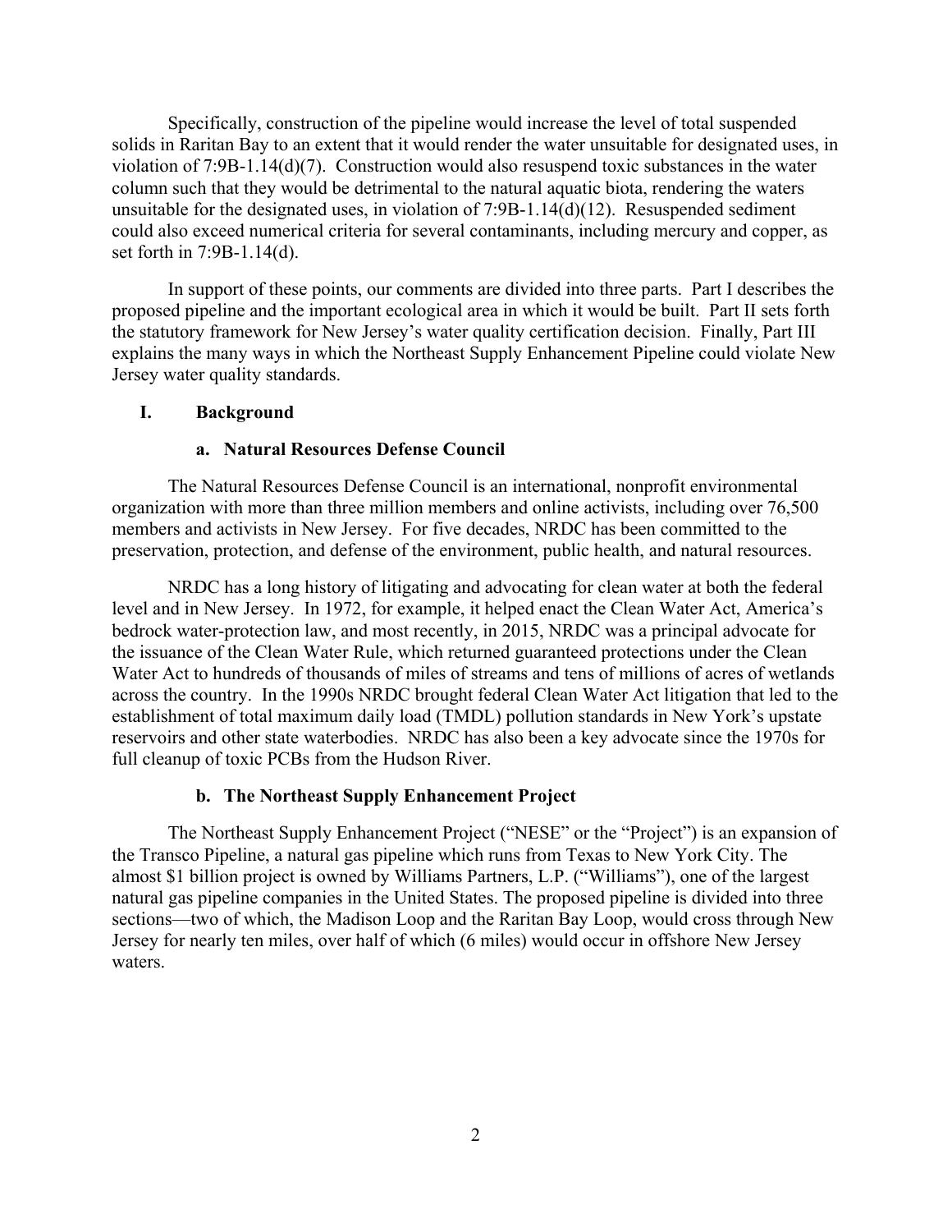Specifically, construction of the pipeline would increase the level of total suspended solids in Raritan Bay to an extent that it would render the water unsuitable for designated uses, in violation of 7:9B-1.14(d)(7). Construction would also resuspend toxic substances in the water column such that they would be detrimental to the natural aquatic biota, rendering the waters unsuitable for the designated uses, in violation of 7:9B-1.14(d)(12). Resuspended sediment could also exceed numerical criteria for several contaminants, including mercury and copper, as set forth in 7:9B-1.14(d).

In support of these points, our comments are divided into three parts. Part I describes the proposed pipeline and the important ecological area in which it would be built. Part II sets forth the statutory framework for New Jersey's water quality certification decision. Finally, Part III explains the many ways in which the Northeast Supply Enhancement Pipeline could violate New Jersey water quality standards.

## I. Background

### a. Natural Resources Defense Council

The Natural Resources Defense Council is an international, nonprofit environmental organization with more than three million members and online activists, including over 76,500 members and activists in New Jersey. For five decades, NRDC has been committed to the preservation, protection, and defense of the environment, public health, and natural resources.

NRDC has a long history of litigating and advocating for clean water at both the federal level and in New Jersey. In 1972, for example, it helped enact the Clean Water Act, America's bedrock water-protection law, and most recently, in 2015, NRDC was a principal advocate for the issuance of the Clean Water Rule, which returned guaranteed protections under the Clean Water Act to hundreds of thousands of miles of streams and tens of millions of acres of wetlands across the country. In the 1990s NRDC brought federal Clean Water Act litigation that led to the establishment of total maximum daily load (TMDL) pollution standards in New York's upstate reservoirs and other state waterbodies. NRDC has also been a key advocate since the 1970s for full cleanup of toxic PCBs from the Hudson River.

### b. The Northeast Supply Enhancement Project

The Northeast Supply Enhancement Project ("NESE" or the "Project") is an expansion of the Transco Pipeline, a natural gas pipeline which runs from Texas to New York City. The almost $1 billion project is owned by Williams Partners, L.P. ("Williams"), one of the largest natural gas pipeline companies in the United States. The proposed pipeline is divided into three sections—two of which, the Madison Loop and the Raritan Bay Loop, would cross through New Jersey for nearly ten miles, over half of which (6 miles) would occur in offshore New Jersey waters.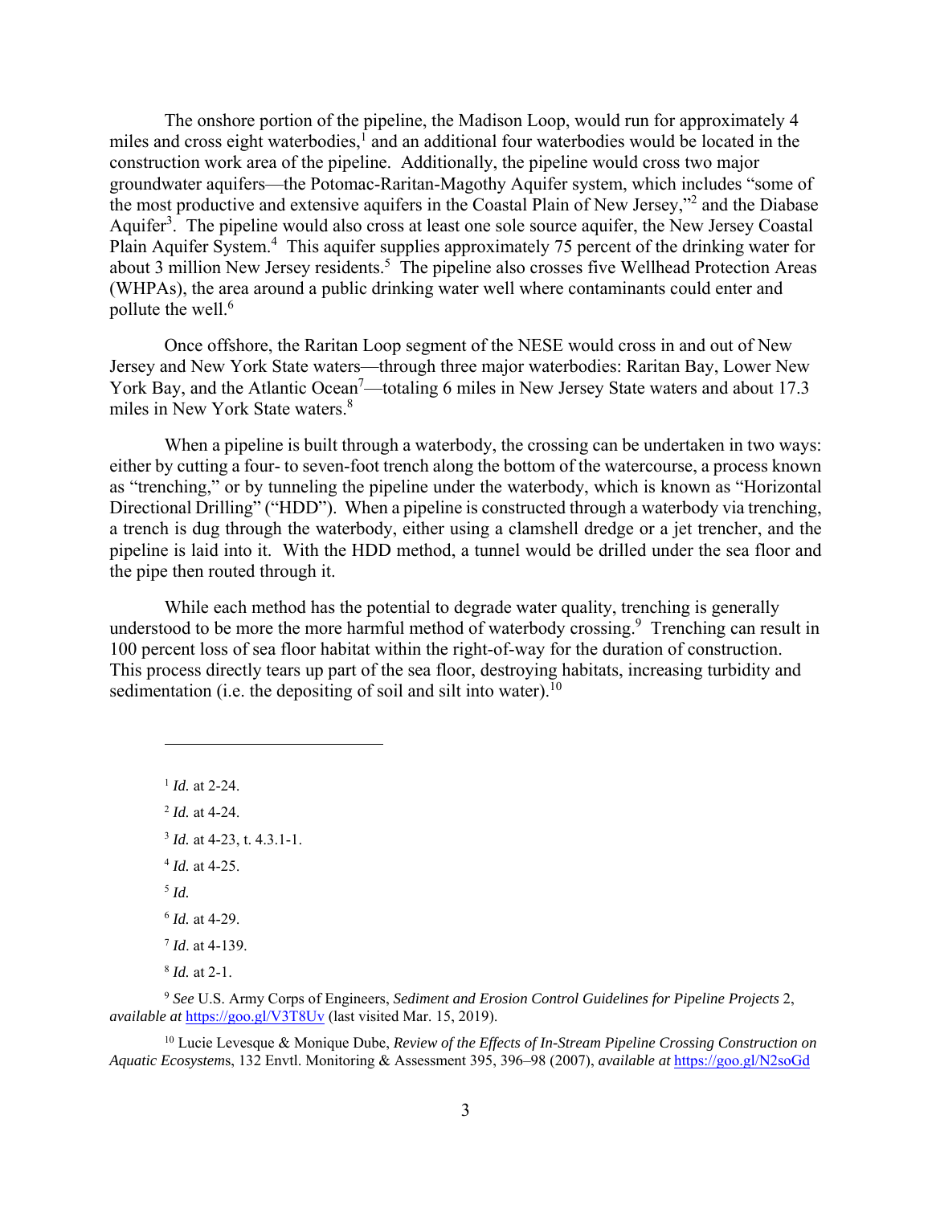The onshore portion of the pipeline, the Madison Loop, would run for approximately 4 miles and cross eight waterbodies,[1] and an additional four waterbodies would be located in the construction work area of the pipeline. Additionally, the pipeline would cross two major groundwater aquifers—the Potomac-Raritan-Magothy Aquifer system, which includes "some of the most productive and extensive aquifers in the Coastal Plain of New Jersey,"[2] and the Diabase Aquifer[3]. The pipeline would also cross at least one sole source aquifer, the New Jersey Coastal Plain Aquifer System.[4] This aquifer supplies approximately 75 percent of the drinking water for about 3 million New Jersey residents.[5] The pipeline also crosses five Wellhead Protection Areas (WHPAs), the area around a public drinking water well where contaminants could enter and pollute the well.[6]

Once offshore, the Raritan Loop segment of the NESE would cross in and out of New Jersey and New York State waters—through three major waterbodies: Raritan Bay, Lower New York Bay, and the Atlantic Ocean[7]—totaling 6 miles in New Jersey State waters and about 17.3 miles in New York State waters.[8]

When a pipeline is built through a waterbody, the crossing can be undertaken in two ways: either by cutting a four- to seven-foot trench along the bottom of the watercourse, a process known as "trenching," or by tunneling the pipeline under the waterbody, which is known as "Horizontal Directional Drilling" ("HDD"). When a pipeline is constructed through a waterbody via trenching, a trench is dug through the waterbody, either using a clamshell dredge or a jet trencher, and the pipeline is laid into it. With the HDD method, a tunnel would be drilled under the sea floor and the pipe then routed through it.

While each method has the potential to degrade water quality, trenching is generally understood to be more the more harmful method of waterbody crossing.[9] Trenching can result in 100 percent loss of sea floor habitat within the right-of-way for the duration of construction. This process directly tears up part of the sea floor, destroying habitats, increasing turbidity and sedimentation (i.e. the depositing of soil and silt into water).[10]

---

[1] *Id.* at 2-24.

[2] *Id.* at 4-24.

[3] *Id.* at 4-23, t. 4.3.1-1.

[4] *Id.* at 4-25.

[5] *Id.*

[6] *Id.* at 4-29.

[7] *Id*. at 4-139.

[8] *Id.* at 2-1.

[9] *See* U.S. Army Corps of Engineers, *Sediment and Erosion Control Guidelines for Pipeline Projects* 2, *available at* https://goo.gl/V3T8Uv (last visited Mar. 15, 2019).

[10] Lucie Levesque & Monique Dube, *Review of the Effects of In-Stream Pipeline Crossing Construction on Aquatic Ecosystems*, 132 Envtl. Monitoring & Assessment 395, 396–98 (2007), *available at* https://goo.gl/N2soGd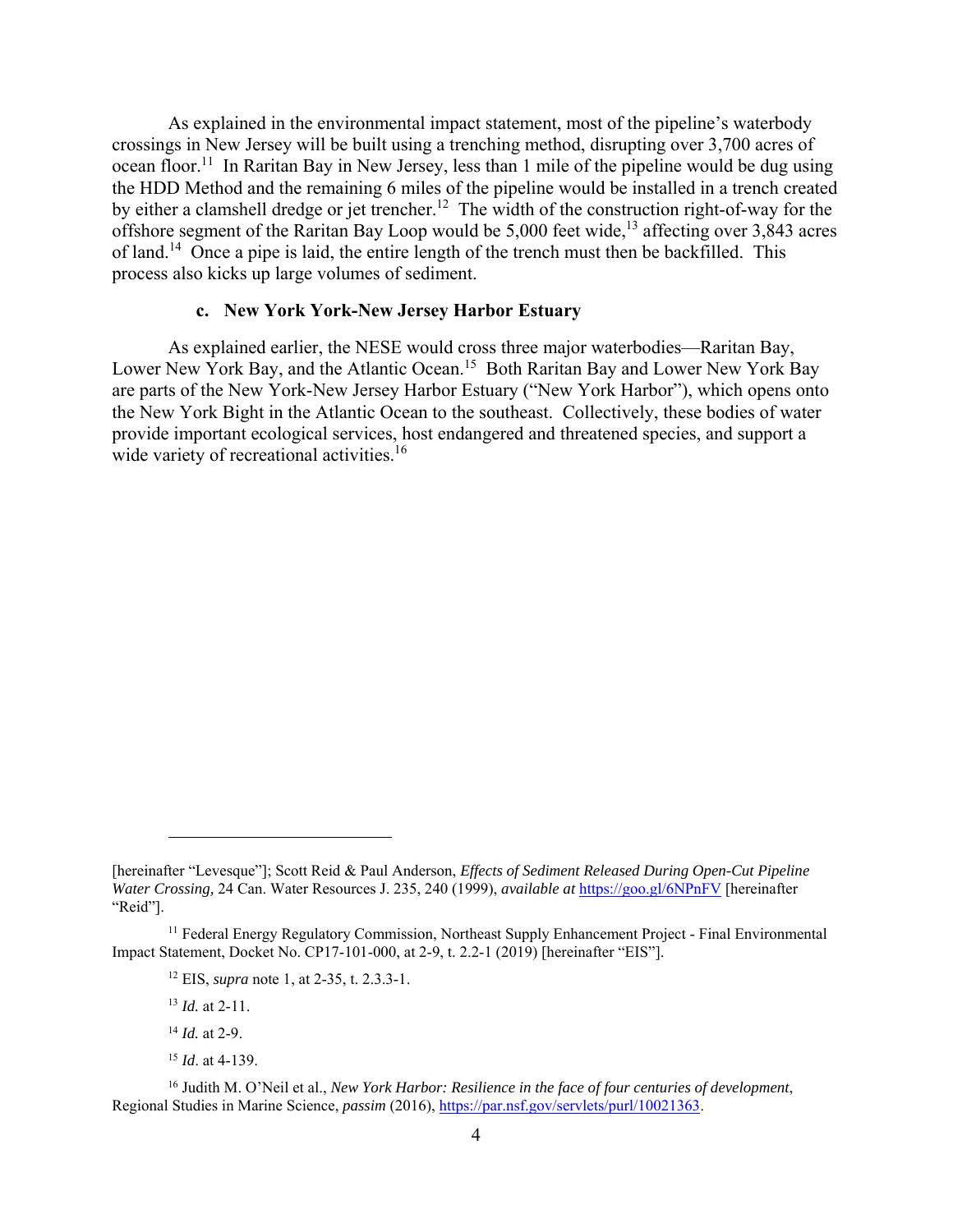As explained in the environmental impact statement, most of the pipeline's waterbody crossings in New Jersey will be built using a trenching method, disrupting over 3,700 acres of ocean floor.[11] In Raritan Bay in New Jersey, less than 1 mile of the pipeline would be dug using the HDD Method and the remaining 6 miles of the pipeline would be installed in a trench created by either a clamshell dredge or jet trencher.[12] The width of the construction right-of-way for the offshore segment of the Raritan Bay Loop would be 5,000 feet wide,[13] affecting over 3,843 acres of land.[14] Once a pipe is laid, the entire length of the trench must then be backfilled. This process also kicks up large volumes of sediment.

#### c. New York York-New Jersey Harbor Estuary

As explained earlier, the NESE would cross three major waterbodies—Raritan Bay, Lower New York Bay, and the Atlantic Ocean.[15] Both Raritan Bay and Lower New York Bay are parts of the New York-New Jersey Harbor Estuary ("New York Harbor"), which opens onto the New York Bight in the Atlantic Ocean to the southeast. Collectively, these bodies of water provide important ecological services, host endangered and threatened species, and support a wide variety of recreational activities.[16]

---

[hereinafter "Levesque"]; Scott Reid & Paul Anderson, *Effects of Sediment Released During Open-Cut Pipeline Water Crossing,* 24 Can. Water Resources J. 235, 240 (1999), *available at* https://goo.gl/6NPnFV [hereinafter "Reid"].

[11] Federal Energy Regulatory Commission, Northeast Supply Enhancement Project - Final Environmental Impact Statement, Docket No. CP17-101-000, at 2-9, t. 2.2-1 (2019) [hereinafter "EIS"].

[12] EIS, *supra* note 1, at 2-35, t. 2.3.3-1.

[13] *Id.* at 2-11.

[14] *Id.* at 2-9.

[15] *Id*. at 4-139.

[16] Judith M. O'Neil et al., *New York Harbor: Resilience in the face of four centuries of development*, Regional Studies in Marine Science, *passim* (2016), https://par.nsf.gov/servlets/purl/10021363.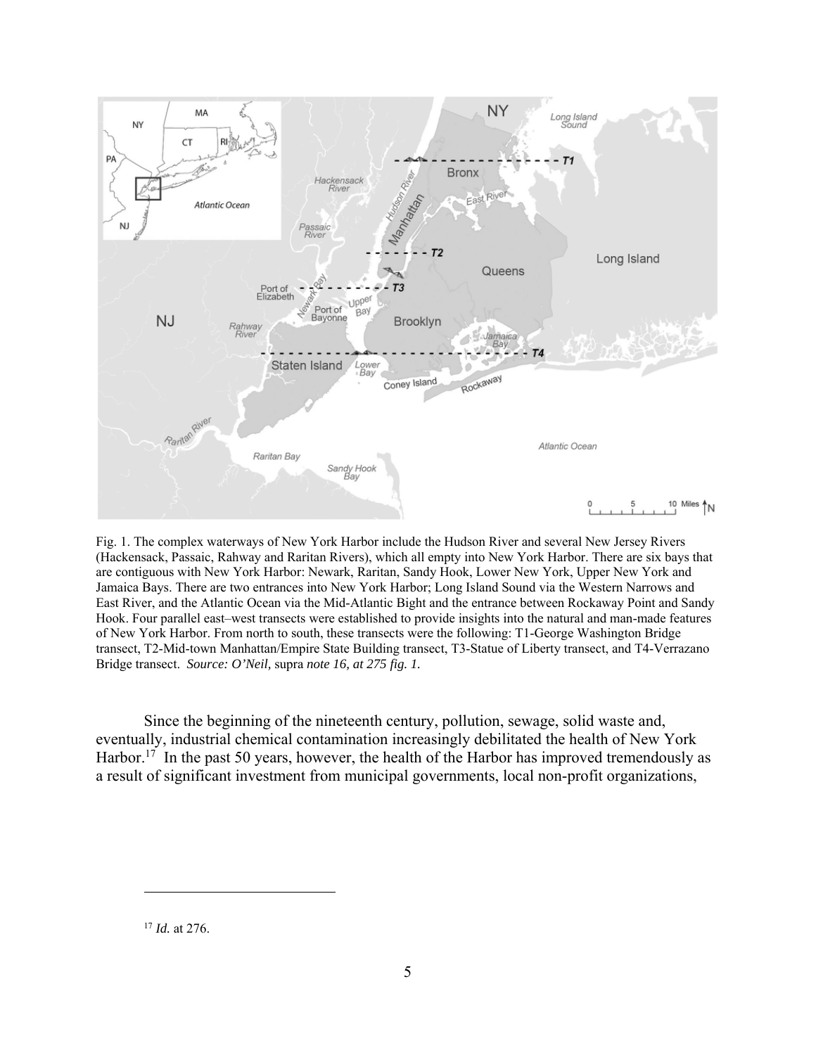Fig. 1. The complex waterways of New York Harbor include the Hudson River and several New Jersey Rivers (Hackensack, Passaic, Rahway and Raritan Rivers), which all empty into New York Harbor. There are six bays that are contiguous with New York Harbor: Newark, Raritan, Sandy Hook, Lower New York, Upper New York and Jamaica Bays. There are two entrances into New York Harbor; Long Island Sound via the Western Narrows and East River, and the Atlantic Ocean via the Mid-Atlantic Bight and the entrance between Rockaway Point and Sandy Hook. Four parallel east–west transects were established to provide insights into the natural and man-made features of New York Harbor. From north to south, these transects were the following: T1-George Washington Bridge transect, T2-Mid-town Manhattan/Empire State Building transect, T3-Statue of Liberty transect, and T4-Verrazano Bridge transect. *Source: O'Neil,* supra *note 16, at 275 fig. 1.*

Since the beginning of the nineteenth century, pollution, sewage, solid waste and, eventually, industrial chemical contamination increasingly debilitated the health of New York Harbor.[17] In the past 50 years, however, the health of the Harbor has improved tremendously as a result of significant investment from municipal governments, local non-profit organizations,

[17] *Id.* at 276.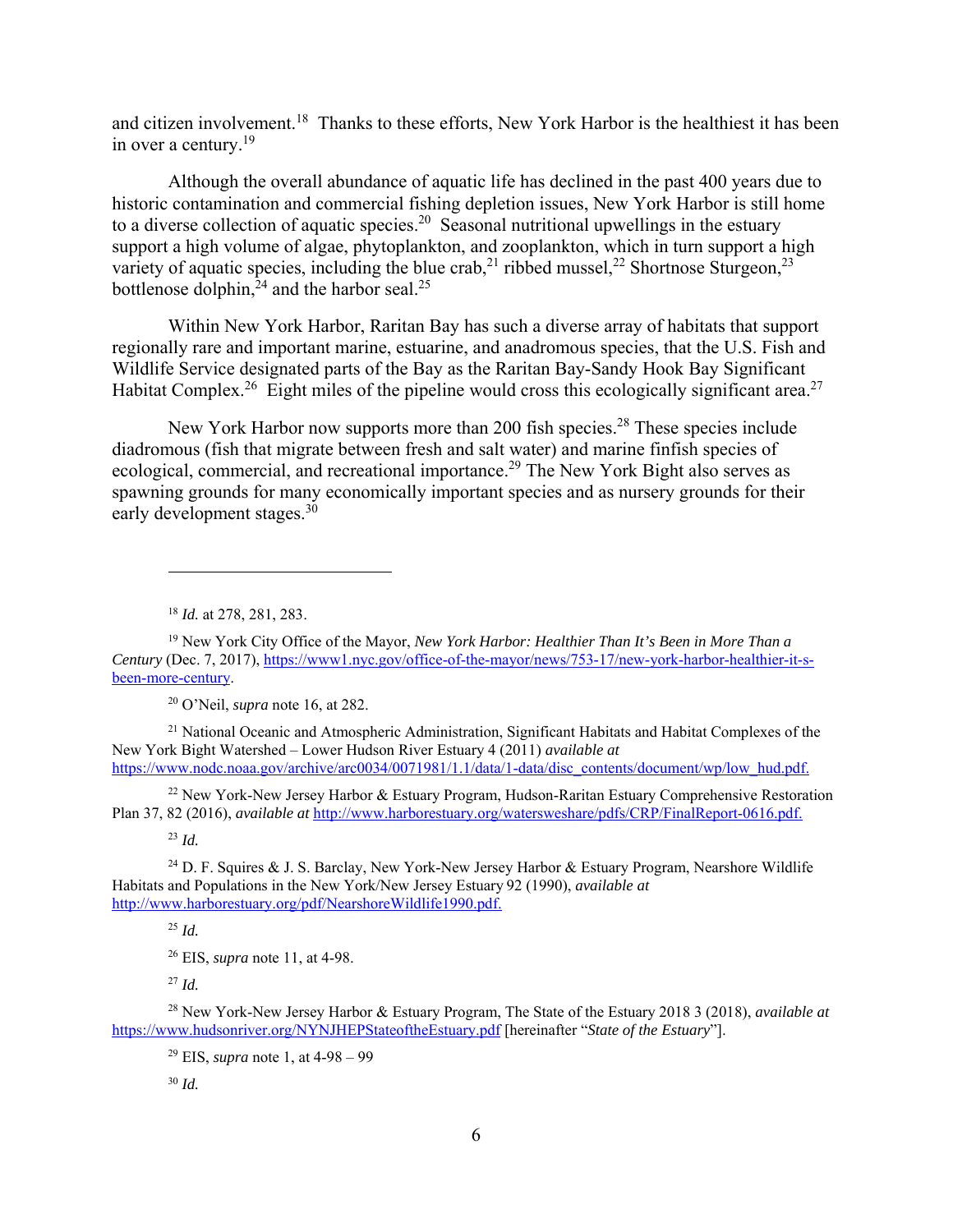and citizen involvement.[18] Thanks to these efforts, New York Harbor is the healthiest it has been in over a century.[19]

Although the overall abundance of aquatic life has declined in the past 400 years due to historic contamination and commercial fishing depletion issues, New York Harbor is still home to a diverse collection of aquatic species.[20] Seasonal nutritional upwellings in the estuary support a high volume of algae, phytoplankton, and zooplankton, which in turn support a high variety of aquatic species, including the blue crab,[21] ribbed mussel,[22] Shortnose Sturgeon,[23] bottlenose dolphin,[24] and the harbor seal.[25]

Within New York Harbor, Raritan Bay has such a diverse array of habitats that support regionally rare and important marine, estuarine, and anadromous species, that the U.S. Fish and Wildlife Service designated parts of the Bay as the Raritan Bay-Sandy Hook Bay Significant Habitat Complex.[26] Eight miles of the pipeline would cross this ecologically significant area.[27]

New York Harbor now supports more than 200 fish species.[28] These species include diadromous (fish that migrate between fresh and salt water) and marine finfish species of ecological, commercial, and recreational importance.[29] The New York Bight also serves as spawning grounds for many economically important species and as nursery grounds for their early development stages.[30]

---

[18] *Id.* at 278, 281, 283.

[19] New York City Office of the Mayor, *New York Harbor: Healthier Than It's Been in More Than a Century* (Dec. 7, 2017), https://www1.nyc.gov/office-of-the-mayor/news/753-17/new-york-harbor-healthier-it-s-been-more-century.

[20] O'Neil, *supra* note 16, at 282.

[21] National Oceanic and Atmospheric Administration, Significant Habitats and Habitat Complexes of the New York Bight Watershed – Lower Hudson River Estuary 4 (2011) *available at* https://www.nodc.noaa.gov/archive/arc0034/0071981/1.1/data/1-data/disc_contents/document/wp/low_hud.pdf.

[22] New York-New Jersey Harbor & Estuary Program, Hudson-Raritan Estuary Comprehensive Restoration Plan 37, 82 (2016), *available at* http://www.harborestuary.org/watersweshare/pdfs/CRP/FinalReport-0616.pdf.

[23] *Id.*

[24] D. F. Squires & J. S. Barclay, New York-New Jersey Harbor & Estuary Program, Nearshore Wildlife Habitats and Populations in the New York/New Jersey Estuary 92 (1990), *available at* http://www.harborestuary.org/pdf/NearshoreWildlife1990.pdf.

[25] *Id.*

[26] EIS, *supra* note 11, at 4-98.

[27] *Id.*

[28] New York-New Jersey Harbor & Estuary Program, The State of the Estuary 2018 3 (2018), *available at* https://www.hudsonriver.org/NYNJHEPStateoftheEstuary.pdf [hereinafter "*State of the Estuary*"].

[29] EIS, *supra* note 1, at 4-98 – 99

[30] *Id.*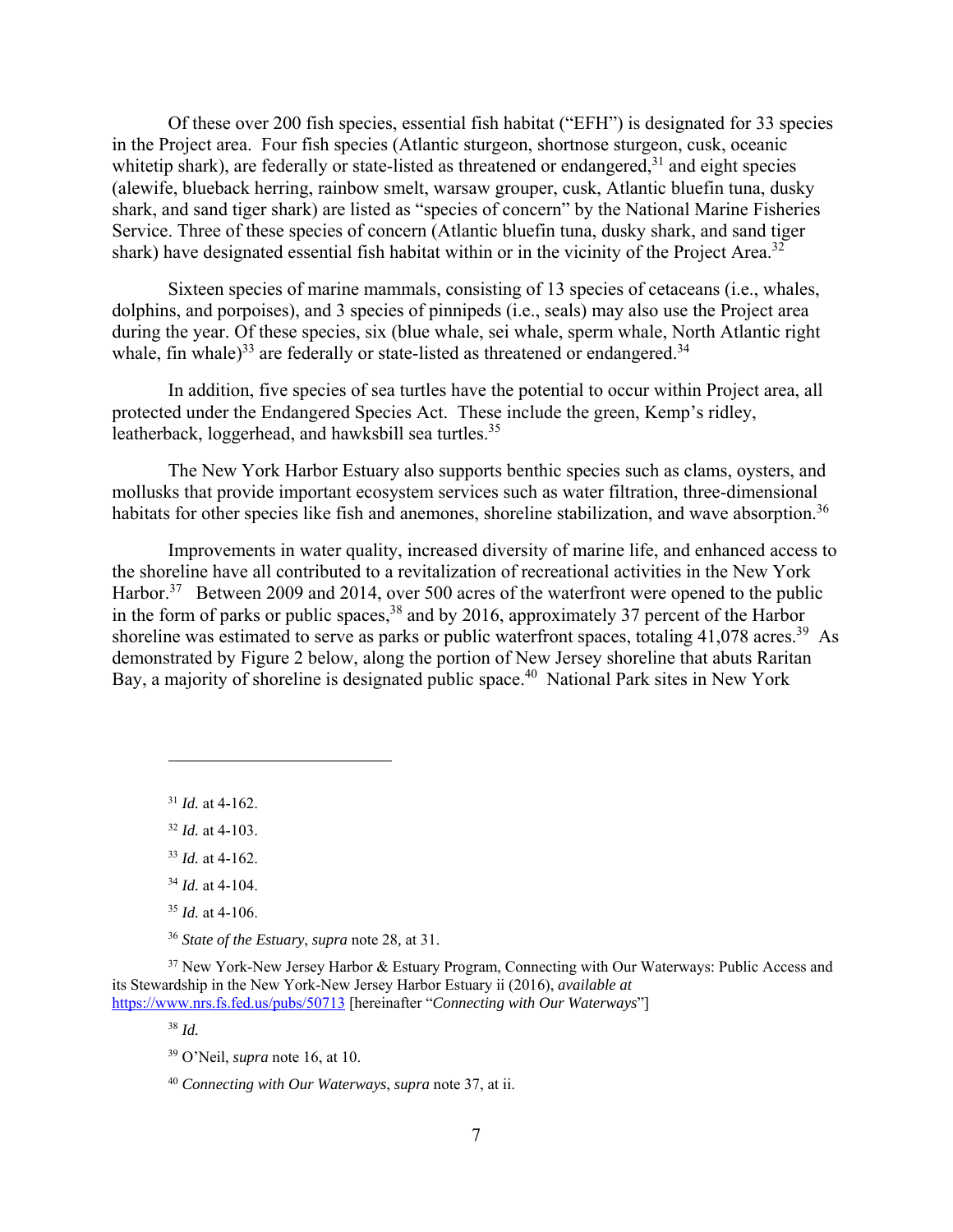Of these over 200 fish species, essential fish habitat ("EFH") is designated for 33 species in the Project area. Four fish species (Atlantic sturgeon, shortnose sturgeon, cusk, oceanic whitetip shark), are federally or state-listed as threatened or endangered,[31] and eight species (alewife, blueback herring, rainbow smelt, warsaw grouper, cusk, Atlantic bluefin tuna, dusky shark, and sand tiger shark) are listed as "species of concern" by the National Marine Fisheries Service. Three of these species of concern (Atlantic bluefin tuna, dusky shark, and sand tiger shark) have designated essential fish habitat within or in the vicinity of the Project Area.[32]

Sixteen species of marine mammals, consisting of 13 species of cetaceans (i.e., whales, dolphins, and porpoises), and 3 species of pinnipeds (i.e., seals) may also use the Project area during the year. Of these species, six (blue whale, sei whale, sperm whale, North Atlantic right whale, fin whale)[33] are federally or state-listed as threatened or endangered.[34]

In addition, five species of sea turtles have the potential to occur within Project area, all protected under the Endangered Species Act. These include the green, Kemp's ridley, leatherback, loggerhead, and hawksbill sea turtles.[35]

The New York Harbor Estuary also supports benthic species such as clams, oysters, and mollusks that provide important ecosystem services such as water filtration, three-dimensional habitats for other species like fish and anemones, shoreline stabilization, and wave absorption.[36]

Improvements in water quality, increased diversity of marine life, and enhanced access to the shoreline have all contributed to a revitalization of recreational activities in the New York Harbor.[37] Between 2009 and 2014, over 500 acres of the waterfront were opened to the public in the form of parks or public spaces,[38] and by 2016, approximately 37 percent of the Harbor shoreline was estimated to serve as parks or public waterfront spaces, totaling 41,078 acres.[39] As demonstrated by Figure 2 below, along the portion of New Jersey shoreline that abuts Raritan Bay, a majority of shoreline is designated public space.[40] National Park sites in New York

---

[31] *Id.* at 4-162.

[32] *Id.* at 4-103.

[33] *Id.* at 4-162.

[34] *Id.* at 4-104.

[35] *Id.* at 4-106.

[36] *State of the Estuary*, *supra* note 28, at 31.

[37] New York-New Jersey Harbor & Estuary Program, Connecting with Our Waterways: Public Access and its Stewardship in the New York-New Jersey Harbor Estuary ii (2016), *available at* https://www.nrs.fs.fed.us/pubs/50713 [hereinafter "*Connecting with Our Waterways*"]

[38] *Id.*

[39] O'Neil, *supra* note 16, at 10.

[40] *Connecting with Our Waterways*, *supra* note 37, at ii.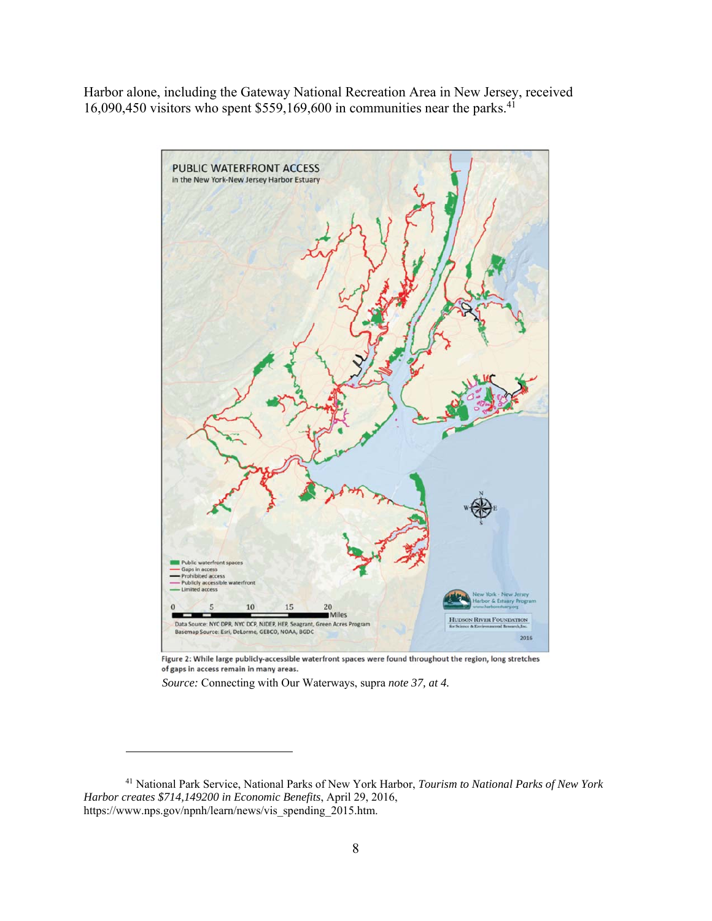Harbor alone, including the Gateway National Recreation Area in New Jersey, received 16,090,450 visitors who spent $559,169,600 in communities near the parks.[41]

Figure 2: While large publicly-accessible waterfront spaces were found throughout the region, long stretches of gaps in access remain in many areas.

*Source:* Connecting with Our Waterways, supra *note 37, at 4.*

---

[41] National Park Service, National Parks of New York Harbor, *Tourism to National Parks of New York Harbor creates $714,149200 in Economic Benefits*, April 29, 2016, https://www.nps.gov/npnh/learn/news/vis_spending_2015.htm.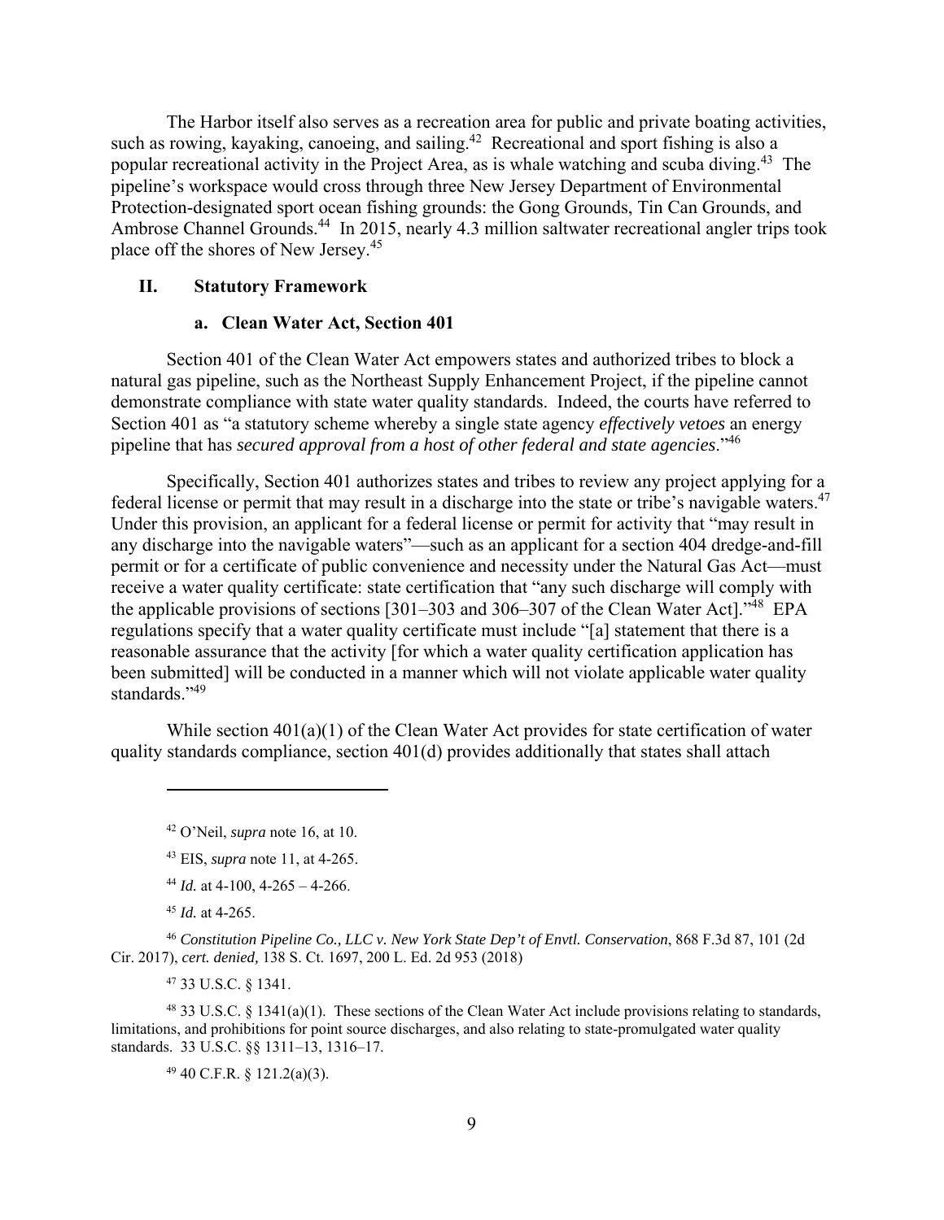The Harbor itself also serves as a recreation area for public and private boating activities, such as rowing, kayaking, canoeing, and sailing.[42] Recreational and sport fishing is also a popular recreational activity in the Project Area, as is whale watching and scuba diving.[43] The pipeline's workspace would cross through three New Jersey Department of Environmental Protection-designated sport ocean fishing grounds: the Gong Grounds, Tin Can Grounds, and Ambrose Channel Grounds.[44] In 2015, nearly 4.3 million saltwater recreational angler trips took place off the shores of New Jersey.[45]

## II. Statutory Framework

### a. Clean Water Act, Section 401

Section 401 of the Clean Water Act empowers states and authorized tribes to block a natural gas pipeline, such as the Northeast Supply Enhancement Project, if the pipeline cannot demonstrate compliance with state water quality standards. Indeed, the courts have referred to Section 401 as "a statutory scheme whereby a single state agency *effectively vetoes* an energy pipeline that has *secured approval from a host of other federal and state agencies*."[46]

Specifically, Section 401 authorizes states and tribes to review any project applying for a federal license or permit that may result in a discharge into the state or tribe's navigable waters.[47] Under this provision, an applicant for a federal license or permit for activity that "may result in any discharge into the navigable waters"—such as an applicant for a section 404 dredge-and-fill permit or for a certificate of public convenience and necessity under the Natural Gas Act—must receive a water quality certificate: state certification that "any such discharge will comply with the applicable provisions of sections [301–303 and 306–307 of the Clean Water Act]."[48] EPA regulations specify that a water quality certificate must include "[a] statement that there is a reasonable assurance that the activity [for which a water quality certification application has been submitted] will be conducted in a manner which will not violate applicable water quality standards."[49]

While section 401(a)(1) of the Clean Water Act provides for state certification of water quality standards compliance, section 401(d) provides additionally that states shall attach

---

[42] O'Neil, *supra* note 16, at 10.

[43] EIS, *supra* note 11, at 4-265.

[44] *Id.* at 4-100, 4-265 – 4-266.

[45] *Id.* at 4-265.

[46] *Constitution Pipeline Co., LLC v. New York State Dep't of Envtl. Conservation*, 868 F.3d 87, 101 (2d Cir. 2017), *cert. denied,* 138 S. Ct. 1697, 200 L. Ed. 2d 953 (2018)

[47] 33 U.S.C. § 1341.

[48] 33 U.S.C. § 1341(a)(1). These sections of the Clean Water Act include provisions relating to standards, limitations, and prohibitions for point source discharges, and also relating to state-promulgated water quality standards. 33 U.S.C. §§ 1311–13, 1316–17.

[49] 40 C.F.R. § 121.2(a)(3).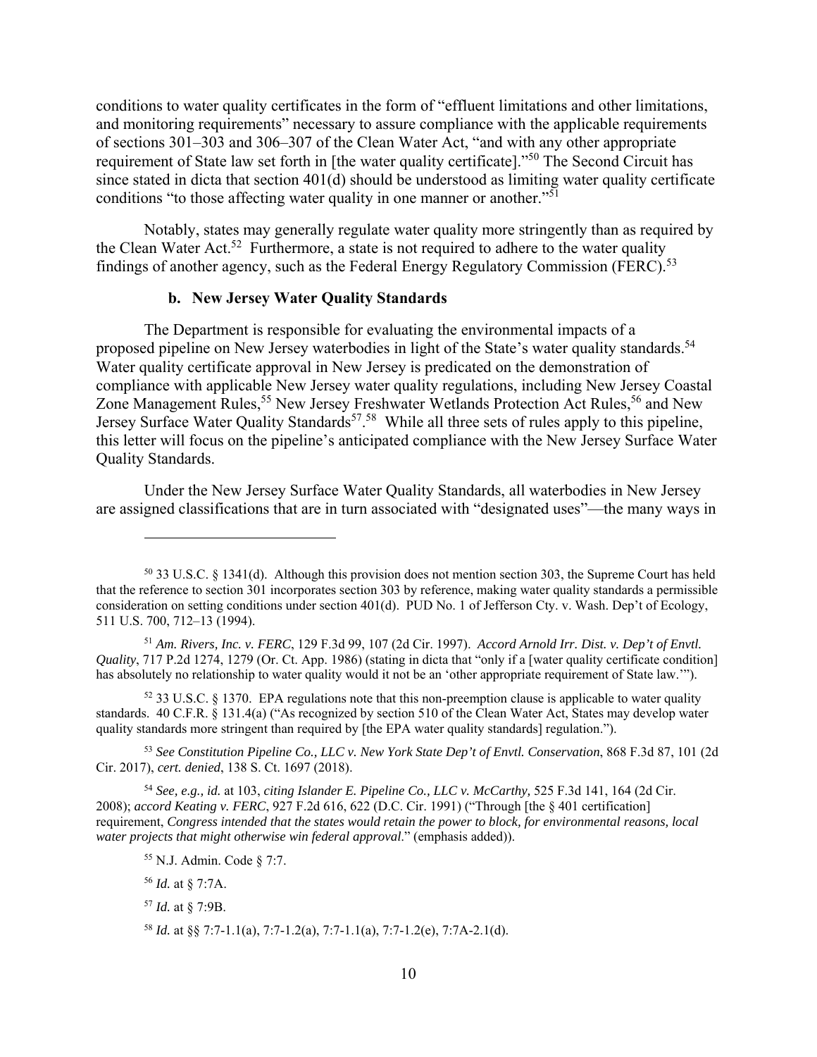conditions to water quality certificates in the form of "effluent limitations and other limitations, and monitoring requirements" necessary to assure compliance with the applicable requirements of sections 301–303 and 306–307 of the Clean Water Act, "and with any other appropriate requirement of State law set forth in [the water quality certificate]."[50] The Second Circuit has since stated in dicta that section 401(d) should be understood as limiting water quality certificate conditions "to those affecting water quality in one manner or another."[51]

Notably, states may generally regulate water quality more stringently than as required by the Clean Water Act.[52] Furthermore, a state is not required to adhere to the water quality findings of another agency, such as the Federal Energy Regulatory Commission (FERC).[53]

### b. New Jersey Water Quality Standards

The Department is responsible for evaluating the environmental impacts of a proposed pipeline on New Jersey waterbodies in light of the State's water quality standards.[54] Water quality certificate approval in New Jersey is predicated on the demonstration of compliance with applicable New Jersey water quality regulations, including New Jersey Coastal Zone Management Rules,[55] New Jersey Freshwater Wetlands Protection Act Rules,[56] and New Jersey Surface Water Quality Standards[57].[58] While all three sets of rules apply to this pipeline, this letter will focus on the pipeline's anticipated compliance with the New Jersey Surface Water Quality Standards.

Under the New Jersey Surface Water Quality Standards, all waterbodies in New Jersey are assigned classifications that are in turn associated with "designated uses"—the many ways in

---

[50] 33 U.S.C. § 1341(d). Although this provision does not mention section 303, the Supreme Court has held that the reference to section 301 incorporates section 303 by reference, making water quality standards a permissible consideration on setting conditions under section 401(d). PUD No. 1 of Jefferson Cty. v. Wash. Dep't of Ecology, 511 U.S. 700, 712–13 (1994).

[51] *Am. Rivers, Inc. v. FERC*, 129 F.3d 99, 107 (2d Cir. 1997). *Accord Arnold Irr. Dist. v. Dep't of Envtl. Quality*, 717 P.2d 1274, 1279 (Or. Ct. App. 1986) (stating in dicta that "only if a [water quality certificate condition] has absolutely no relationship to water quality would it not be an 'other appropriate requirement of State law.'").

[52] 33 U.S.C. § 1370. EPA regulations note that this non-preemption clause is applicable to water quality standards. 40 C.F.R. § 131.4(a) ("As recognized by section 510 of the Clean Water Act, States may develop water quality standards more stringent than required by [the EPA water quality standards] regulation.").

[53] *See Constitution Pipeline Co., LLC v. New York State Dep't of Envtl. Conservation*, 868 F.3d 87, 101 (2d Cir. 2017), *cert. denied*, 138 S. Ct. 1697 (2018).

[54] *See, e.g., id.* at 103, *citing Islander E. Pipeline Co., LLC v. McCarthy,* 525 F.3d 141, 164 (2d Cir. 2008); *accord Keating v. FERC*, 927 F.2d 616, 622 (D.C. Cir. 1991) ("Through [the § 401 certification] requirement, *Congress intended that the states would retain the power to block, for environmental reasons, local water projects that might otherwise win federal approval*." (emphasis added)).

[55] N.J. Admin. Code § 7:7.

[56] *Id.* at § 7:7A.

[57] *Id.* at § 7:9B.

[58] *Id.* at §§ 7:7-1.1(a), 7:7-1.2(a), 7:7-1.1(a), 7:7-1.2(e), 7:7A-2.1(d).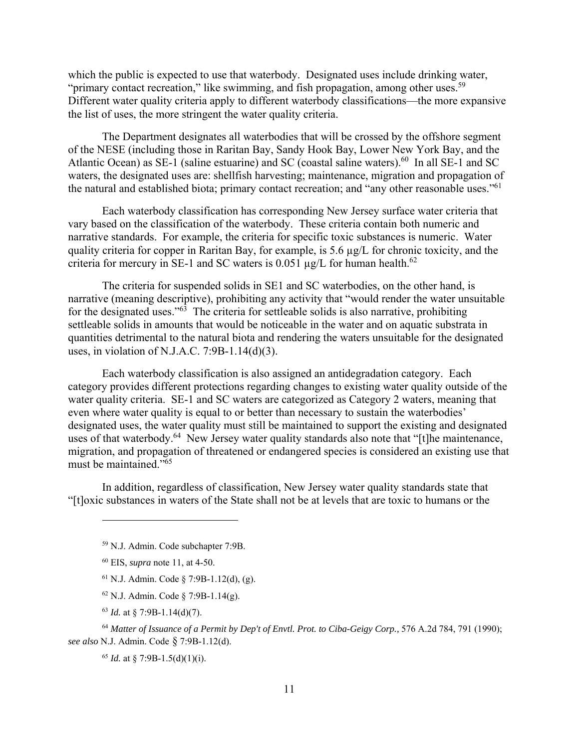which the public is expected to use that waterbody. Designated uses include drinking water, "primary contact recreation," like swimming, and fish propagation, among other uses.[59] Different water quality criteria apply to different waterbody classifications—the more expansive the list of uses, the more stringent the water quality criteria.

The Department designates all waterbodies that will be crossed by the offshore segment of the NESE (including those in Raritan Bay, Sandy Hook Bay, Lower New York Bay, and the Atlantic Ocean) as SE-1 (saline estuarine) and SC (coastal saline waters).[60] In all SE-1 and SC waters, the designated uses are: shellfish harvesting; maintenance, migration and propagation of the natural and established biota; primary contact recreation; and "any other reasonable uses."[61]

Each waterbody classification has corresponding New Jersey surface water criteria that vary based on the classification of the waterbody. These criteria contain both numeric and narrative standards. For example, the criteria for specific toxic substances is numeric. Water quality criteria for copper in Raritan Bay, for example, is 5.6 µg/L for chronic toxicity, and the criteria for mercury in SE-1 and SC waters is 0.051 µg/L for human health.[62]

The criteria for suspended solids in SE1 and SC waterbodies, on the other hand, is narrative (meaning descriptive), prohibiting any activity that "would render the water unsuitable for the designated uses."[63] The criteria for settleable solids is also narrative, prohibiting settleable solids in amounts that would be noticeable in the water and on aquatic substrata in quantities detrimental to the natural biota and rendering the waters unsuitable for the designated uses, in violation of N.J.A.C. 7:9B-1.14(d)(3).

Each waterbody classification is also assigned an antidegradation category. Each category provides different protections regarding changes to existing water quality outside of the water quality criteria. SE-1 and SC waters are categorized as Category 2 waters, meaning that even where water quality is equal to or better than necessary to sustain the waterbodies' designated uses, the water quality must still be maintained to support the existing and designated uses of that waterbody.[64] New Jersey water quality standards also note that "[t]he maintenance, migration, and propagation of threatened or endangered species is considered an existing use that must be maintained."[65]

In addition, regardless of classification, New Jersey water quality standards state that "[t]oxic substances in waters of the State shall not be at levels that are toxic to humans or the

---

[59] N.J. Admin. Code subchapter 7:9B.

[60] EIS, *supra* note 11, at 4-50.

[61] N.J. Admin. Code § 7:9B-1.12(d), (g).

[62] N.J. Admin. Code § 7:9B-1.14(g).

[63] *Id.* at § 7:9B-1.14(d)(7).

[64] *Matter of Issuance of a Permit by Dep't of Envtl. Prot. to Ciba-Geigy Corp.*, 576 A.2d 784, 791 (1990); *see also* N.J. Admin. Code § 7:9B-1.12(d).

[65] *Id.* at § 7:9B-1.5(d)(1)(i).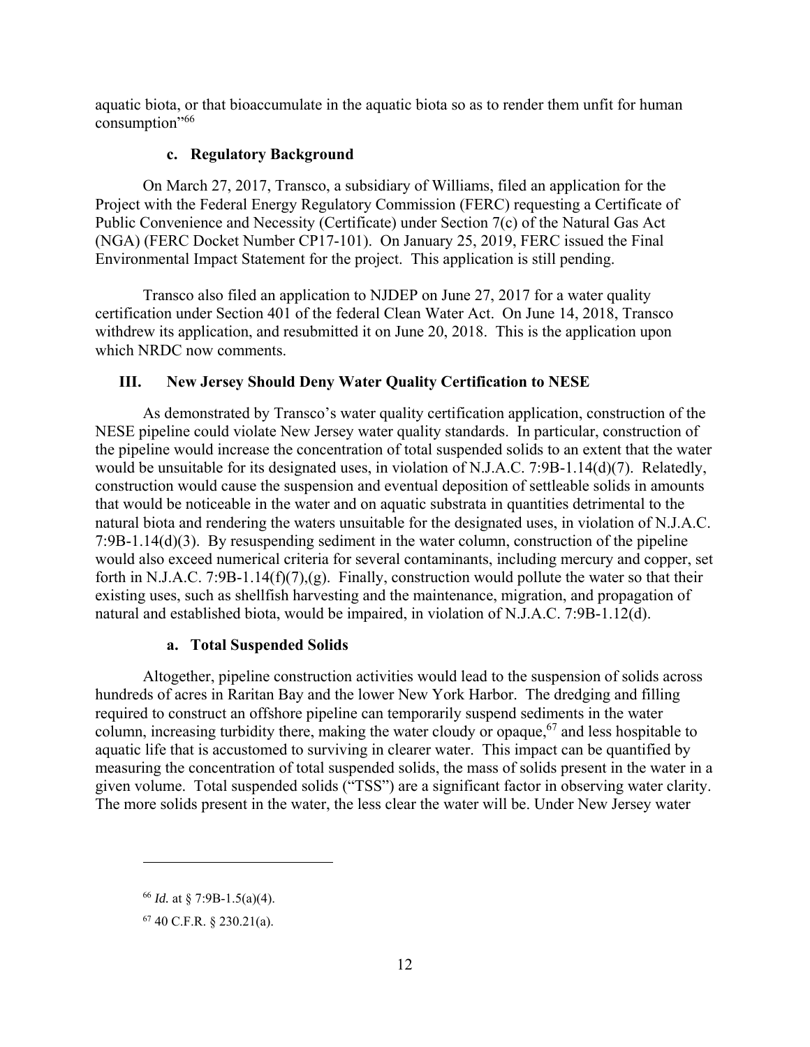aquatic biota, or that bioaccumulate in the aquatic biota so as to render them unfit for human consumption"[66]

### c. Regulatory Background

On March 27, 2017, Transco, a subsidiary of Williams, filed an application for the Project with the Federal Energy Regulatory Commission (FERC) requesting a Certificate of Public Convenience and Necessity (Certificate) under Section 7(c) of the Natural Gas Act (NGA) (FERC Docket Number CP17-101). On January 25, 2019, FERC issued the Final Environmental Impact Statement for the project. This application is still pending.

Transco also filed an application to NJDEP on June 27, 2017 for a water quality certification under Section 401 of the federal Clean Water Act. On June 14, 2018, Transco withdrew its application, and resubmitted it on June 20, 2018. This is the application upon which NRDC now comments.

## III. New Jersey Should Deny Water Quality Certification to NESE

As demonstrated by Transco's water quality certification application, construction of the NESE pipeline could violate New Jersey water quality standards. In particular, construction of the pipeline would increase the concentration of total suspended solids to an extent that the water would be unsuitable for its designated uses, in violation of N.J.A.C. 7:9B-1.14(d)(7). Relatedly, construction would cause the suspension and eventual deposition of settleable solids in amounts that would be noticeable in the water and on aquatic substrata in quantities detrimental to the natural biota and rendering the waters unsuitable for the designated uses, in violation of N.J.A.C. 7:9B-1.14(d)(3). By resuspending sediment in the water column, construction of the pipeline would also exceed numerical criteria for several contaminants, including mercury and copper, set forth in N.J.A.C. 7:9B-1.14(f)(7),(g). Finally, construction would pollute the water so that their existing uses, such as shellfish harvesting and the maintenance, migration, and propagation of natural and established biota, would be impaired, in violation of N.J.A.C. 7:9B-1.12(d).

### a. Total Suspended Solids

Altogether, pipeline construction activities would lead to the suspension of solids across hundreds of acres in Raritan Bay and the lower New York Harbor. The dredging and filling required to construct an offshore pipeline can temporarily suspend sediments in the water column, increasing turbidity there, making the water cloudy or opaque,[67] and less hospitable to aquatic life that is accustomed to surviving in clearer water. This impact can be quantified by measuring the concentration of total suspended solids, the mass of solids present in the water in a given volume. Total suspended solids ("TSS") are a significant factor in observing water clarity. The more solids present in the water, the less clear the water will be. Under New Jersey water

---

[66] *Id.* at § 7:9B-1.5(a)(4).

[67] 40 C.F.R. § 230.21(a).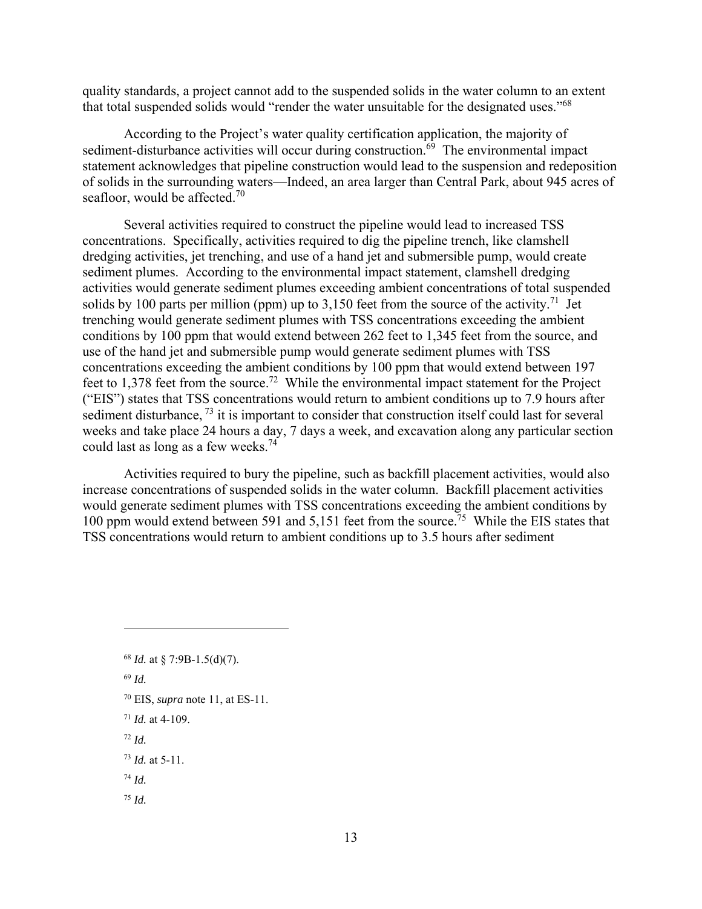quality standards, a project cannot add to the suspended solids in the water column to an extent that total suspended solids would "render the water unsuitable for the designated uses."[68]

According to the Project's water quality certification application, the majority of sediment-disturbance activities will occur during construction.[69] The environmental impact statement acknowledges that pipeline construction would lead to the suspension and redeposition of solids in the surrounding waters—Indeed, an area larger than Central Park, about 945 acres of seafloor, would be affected.[70]

Several activities required to construct the pipeline would lead to increased TSS concentrations. Specifically, activities required to dig the pipeline trench, like clamshell dredging activities, jet trenching, and use of a hand jet and submersible pump, would create sediment plumes. According to the environmental impact statement, clamshell dredging activities would generate sediment plumes exceeding ambient concentrations of total suspended solids by 100 parts per million (ppm) up to 3,150 feet from the source of the activity.[71] Jet trenching would generate sediment plumes with TSS concentrations exceeding the ambient conditions by 100 ppm that would extend between 262 feet to 1,345 feet from the source, and use of the hand jet and submersible pump would generate sediment plumes with TSS concentrations exceeding the ambient conditions by 100 ppm that would extend between 197 feet to 1,378 feet from the source.[72] While the environmental impact statement for the Project ("EIS") states that TSS concentrations would return to ambient conditions up to 7.9 hours after sediment disturbance,[73] it is important to consider that construction itself could last for several weeks and take place 24 hours a day, 7 days a week, and excavation along any particular section could last as long as a few weeks.[74]

Activities required to bury the pipeline, such as backfill placement activities, would also increase concentrations of suspended solids in the water column. Backfill placement activities would generate sediment plumes with TSS concentrations exceeding the ambient conditions by 100 ppm would extend between 591 and 5,151 feet from the source.[75] While the EIS states that TSS concentrations would return to ambient conditions up to 3.5 hours after sediment

---

[68] *Id.* at § 7:9B-1.5(d)(7).

[69] *Id.*

[70] EIS, *supra* note 11, at ES-11.

[71] *Id.* at 4-109.

[72] *Id.*

[73] *Id.* at 5-11.

[74] *Id.*

[75] *Id.*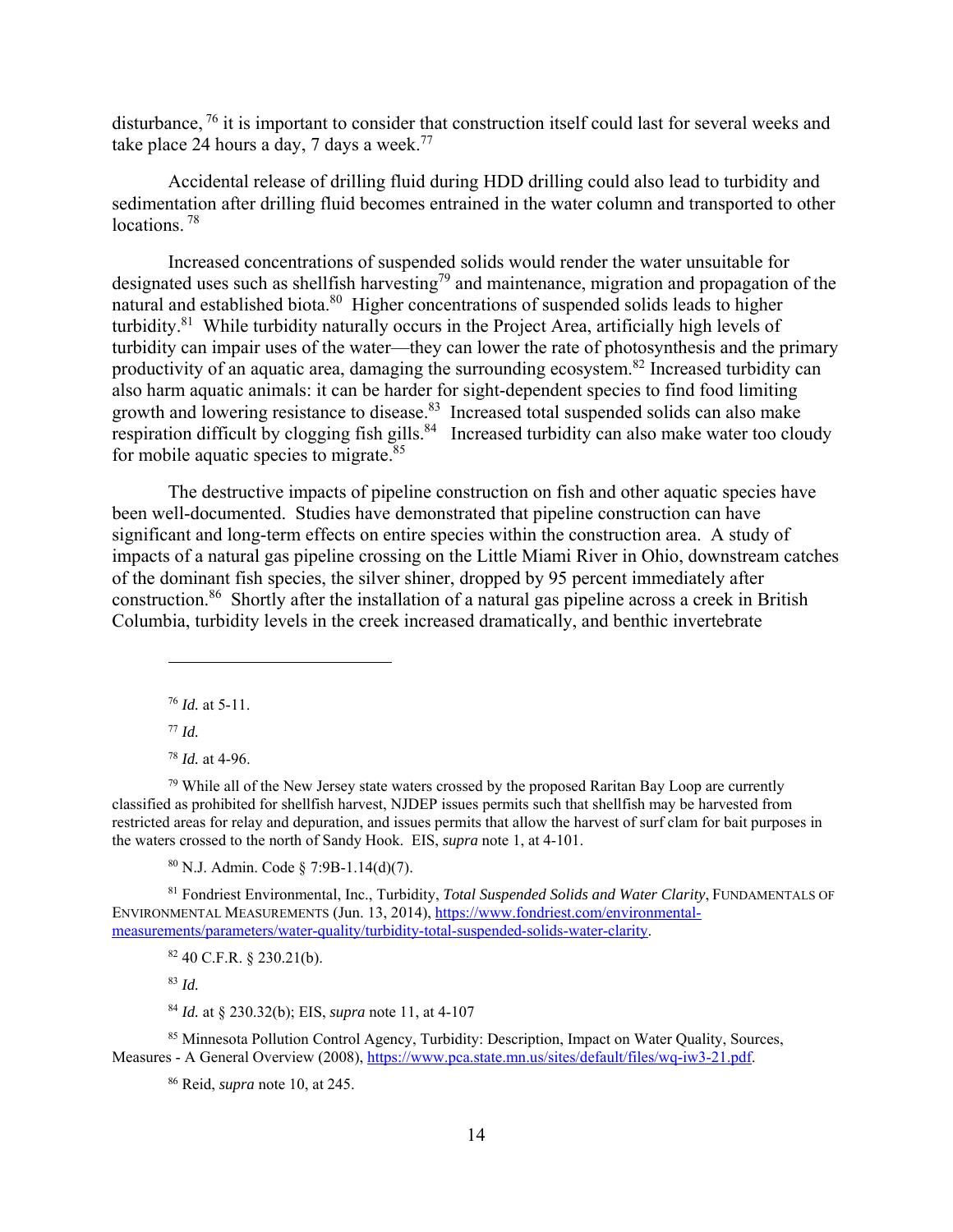disturbance,[76] it is important to consider that construction itself could last for several weeks and take place 24 hours a day, 7 days a week.[77]

Accidental release of drilling fluid during HDD drilling could also lead to turbidity and sedimentation after drilling fluid becomes entrained in the water column and transported to other locations.[78]

Increased concentrations of suspended solids would render the water unsuitable for designated uses such as shellfish harvesting[79] and maintenance, migration and propagation of the natural and established biota.[80] Higher concentrations of suspended solids leads to higher turbidity.[81] While turbidity naturally occurs in the Project Area, artificially high levels of turbidity can impair uses of the water—they can lower the rate of photosynthesis and the primary productivity of an aquatic area, damaging the surrounding ecosystem.[82] Increased turbidity can also harm aquatic animals: it can be harder for sight-dependent species to find food limiting growth and lowering resistance to disease.[83] Increased total suspended solids can also make respiration difficult by clogging fish gills.[84] Increased turbidity can also make water too cloudy for mobile aquatic species to migrate.[85]

The destructive impacts of pipeline construction on fish and other aquatic species have been well-documented. Studies have demonstrated that pipeline construction can have significant and long-term effects on entire species within the construction area. A study of impacts of a natural gas pipeline crossing on the Little Miami River in Ohio, downstream catches of the dominant fish species, the silver shiner, dropped by 95 percent immediately after construction.[86] Shortly after the installation of a natural gas pipeline across a creek in British Columbia, turbidity levels in the creek increased dramatically, and benthic invertebrate

---

[76] *Id.* at 5-11.

[77] *Id.*

[78] *Id.* at 4-96.

[79] While all of the New Jersey state waters crossed by the proposed Raritan Bay Loop are currently classified as prohibited for shellfish harvest, NJDEP issues permits such that shellfish may be harvested from restricted areas for relay and depuration, and issues permits that allow the harvest of surf clam for bait purposes in the waters crossed to the north of Sandy Hook. EIS, *supra* note 1, at 4-101.

[80] N.J. Admin. Code § 7:9B-1.14(d)(7).

[81] Fondriest Environmental, Inc., Turbidity, *Total Suspended Solids and Water Clarity*, FUNDAMENTALS OF ENVIRONMENTAL MEASUREMENTS (Jun. 13, 2014), https://www.fondriest.com/environmental-measurements/parameters/water-quality/turbidity-total-suspended-solids-water-clarity.

[82] 40 C.F.R. § 230.21(b).

[83] *Id.*

[84] *Id.* at § 230.32(b); EIS, *supra* note 11, at 4-107

[85] Minnesota Pollution Control Agency, Turbidity: Description, Impact on Water Quality, Sources, Measures - A General Overview (2008), https://www.pca.state.mn.us/sites/default/files/wq-iw3-21.pdf.

[86] Reid, *supra* note 10, at 245.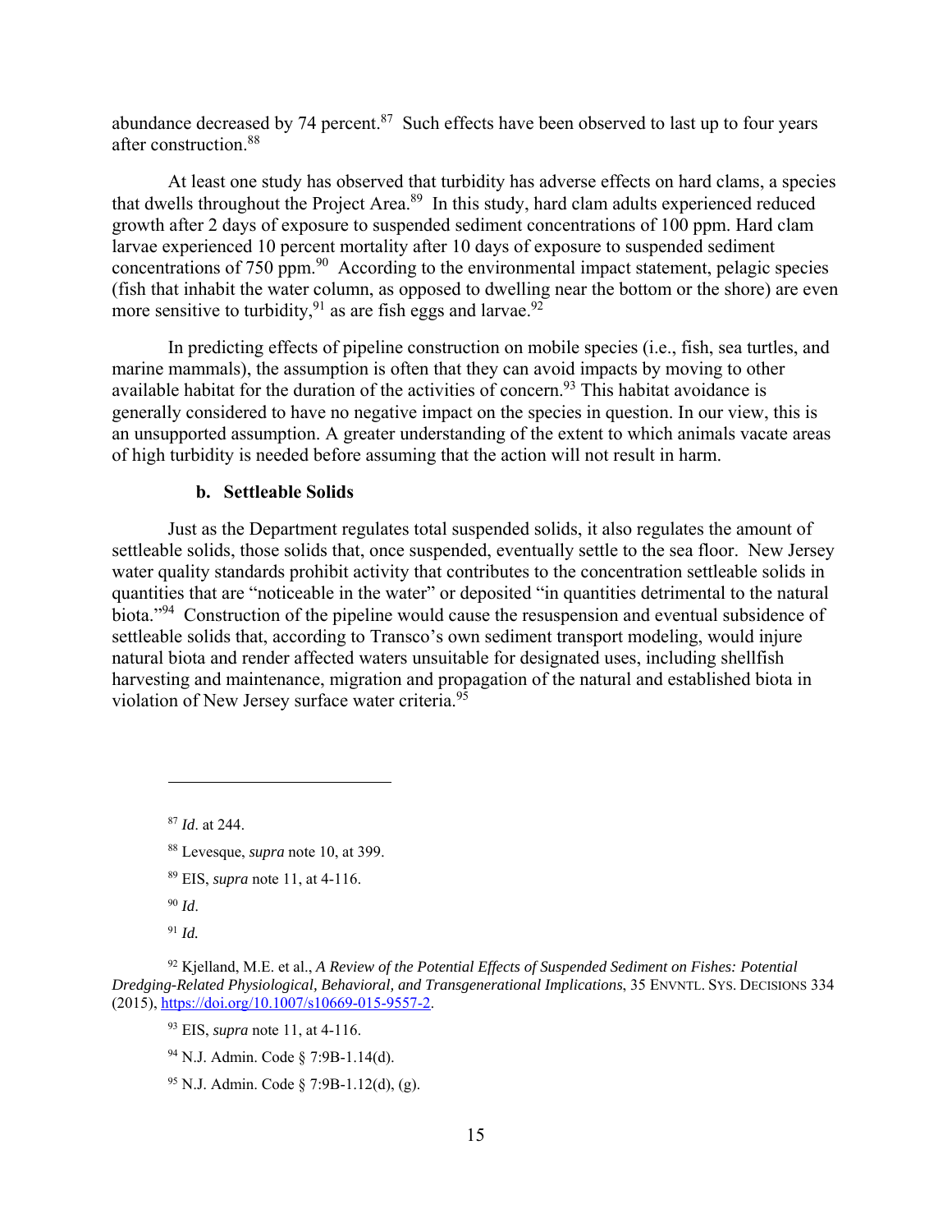abundance decreased by 74 percent.[87] Such effects have been observed to last up to four years after construction.[88]

At least one study has observed that turbidity has adverse effects on hard clams, a species that dwells throughout the Project Area.[89] In this study, hard clam adults experienced reduced growth after 2 days of exposure to suspended sediment concentrations of 100 ppm. Hard clam larvae experienced 10 percent mortality after 10 days of exposure to suspended sediment concentrations of 750 ppm.[90] According to the environmental impact statement, pelagic species (fish that inhabit the water column, as opposed to dwelling near the bottom or the shore) are even more sensitive to turbidity,[91] as are fish eggs and larvae.[92]

In predicting effects of pipeline construction on mobile species (i.e., fish, sea turtles, and marine mammals), the assumption is often that they can avoid impacts by moving to other available habitat for the duration of the activities of concern.[93] This habitat avoidance is generally considered to have no negative impact on the species in question. In our view, this is an unsupported assumption. A greater understanding of the extent to which animals vacate areas of high turbidity is needed before assuming that the action will not result in harm.

#### b. Settleable Solids

Just as the Department regulates total suspended solids, it also regulates the amount of settleable solids, those solids that, once suspended, eventually settle to the sea floor. New Jersey water quality standards prohibit activity that contributes to the concentration settleable solids in quantities that are "noticeable in the water" or deposited "in quantities detrimental to the natural biota."[94] Construction of the pipeline would cause the resuspension and eventual subsidence of settleable solids that, according to Transco's own sediment transport modeling, would injure natural biota and render affected waters unsuitable for designated uses, including shellfish harvesting and maintenance, migration and propagation of the natural and established biota in violation of New Jersey surface water criteria.[95]

---

[87] *Id*. at 244.

[88] Levesque, *supra* note 10, at 399.

[89] EIS, *supra* note 11, at 4-116.

[90] *Id*.

[91] *Id.*

[92] Kjelland, M.E. et al., *A Review of the Potential Effects of Suspended Sediment on Fishes: Potential Dredging-Related Physiological, Behavioral, and Transgenerational Implications*, 35 ENVNTL. SYS. DECISIONS 334 (2015), https://doi.org/10.1007/s10669-015-9557-2.

[93] EIS, *supra* note 11, at 4-116.

[94] N.J. Admin. Code § 7:9B-1.14(d).

[95] N.J. Admin. Code § 7:9B-1.12(d), (g).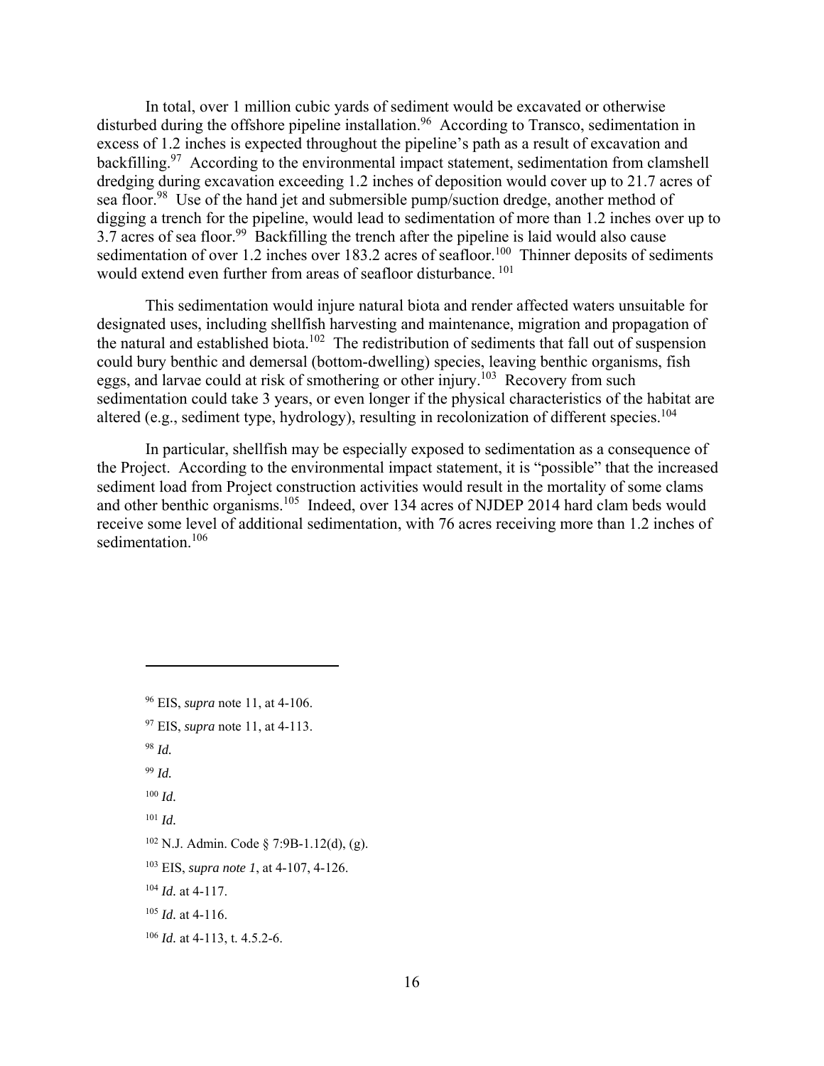In total, over 1 million cubic yards of sediment would be excavated or otherwise disturbed during the offshore pipeline installation.[96] According to Transco, sedimentation in excess of 1.2 inches is expected throughout the pipeline's path as a result of excavation and backfilling.[97] According to the environmental impact statement, sedimentation from clamshell dredging during excavation exceeding 1.2 inches of deposition would cover up to 21.7 acres of sea floor.[98] Use of the hand jet and submersible pump/suction dredge, another method of digging a trench for the pipeline, would lead to sedimentation of more than 1.2 inches over up to 3.7 acres of sea floor.[99] Backfilling the trench after the pipeline is laid would also cause sedimentation of over 1.2 inches over 183.2 acres of seafloor.[100] Thinner deposits of sediments would extend even further from areas of seafloor disturbance.[101]

This sedimentation would injure natural biota and render affected waters unsuitable for designated uses, including shellfish harvesting and maintenance, migration and propagation of the natural and established biota.[102] The redistribution of sediments that fall out of suspension could bury benthic and demersal (bottom-dwelling) species, leaving benthic organisms, fish eggs, and larvae could at risk of smothering or other injury.[103] Recovery from such sedimentation could take 3 years, or even longer if the physical characteristics of the habitat are altered (e.g., sediment type, hydrology), resulting in recolonization of different species.[104]

In particular, shellfish may be especially exposed to sedimentation as a consequence of the Project. According to the environmental impact statement, it is "possible" that the increased sediment load from Project construction activities would result in the mortality of some clams and other benthic organisms.[105] Indeed, over 134 acres of NJDEP 2014 hard clam beds would receive some level of additional sedimentation, with 76 acres receiving more than 1.2 inches of sedimentation.[106]

---

[96] EIS, *supra* note 11, at 4-106.

[97] EIS, *supra* note 11, at 4-113.

[98] *Id.*

[99] *Id.*

[100] *Id.*

[101] *Id.*

[102] N.J. Admin. Code § 7:9B-1.12(d), (g).

[103] EIS, *supra note 1*, at 4-107, 4-126.

[104] *Id.* at 4-117.

[105] *Id.* at 4-116.

[106] *Id.* at 4-113, t. 4.5.2-6.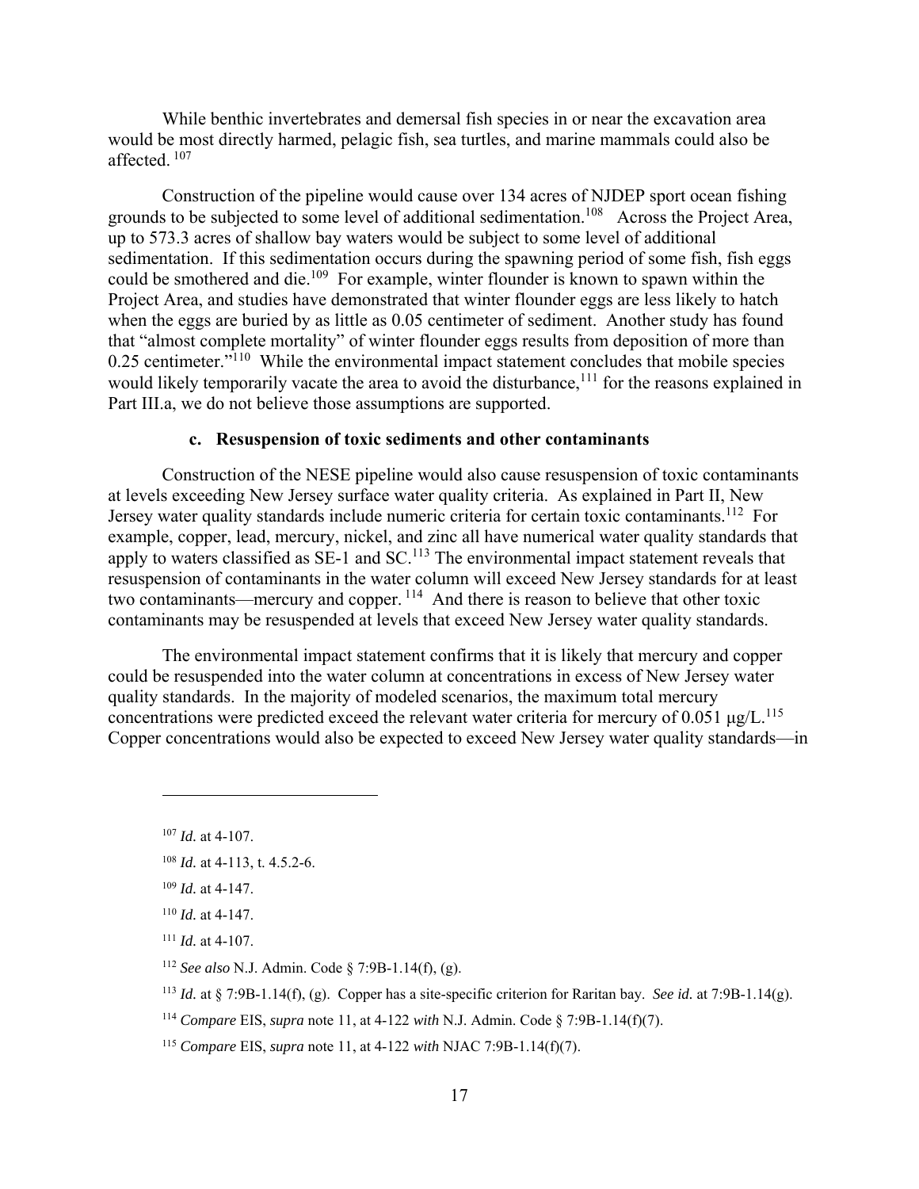While benthic invertebrates and demersal fish species in or near the excavation area would be most directly harmed, pelagic fish, sea turtles, and marine mammals could also be affected. [107]

Construction of the pipeline would cause over 134 acres of NJDEP sport ocean fishing grounds to be subjected to some level of additional sedimentation.[108] Across the Project Area, up to 573.3 acres of shallow bay waters would be subject to some level of additional sedimentation. If this sedimentation occurs during the spawning period of some fish, fish eggs could be smothered and die.[109] For example, winter flounder is known to spawn within the Project Area, and studies have demonstrated that winter flounder eggs are less likely to hatch when the eggs are buried by as little as 0.05 centimeter of sediment. Another study has found that "almost complete mortality" of winter flounder eggs results from deposition of more than 0.25 centimeter."[110] While the environmental impact statement concludes that mobile species would likely temporarily vacate the area to avoid the disturbance,[111] for the reasons explained in Part III.a, we do not believe those assumptions are supported.

#### c. Resuspension of toxic sediments and other contaminants

Construction of the NESE pipeline would also cause resuspension of toxic contaminants at levels exceeding New Jersey surface water quality criteria. As explained in Part II, New Jersey water quality standards include numeric criteria for certain toxic contaminants.[112] For example, copper, lead, mercury, nickel, and zinc all have numerical water quality standards that apply to waters classified as SE-1 and SC.[113] The environmental impact statement reveals that resuspension of contaminants in the water column will exceed New Jersey standards for at least two contaminants—mercury and copper. [114] And there is reason to believe that other toxic contaminants may be resuspended at levels that exceed New Jersey water quality standards.

The environmental impact statement confirms that it is likely that mercury and copper could be resuspended into the water column at concentrations in excess of New Jersey water quality standards. In the majority of modeled scenarios, the maximum total mercury concentrations were predicted exceed the relevant water criteria for mercury of 0.051 μg/L.[115] Copper concentrations would also be expected to exceed New Jersey water quality standards—in

---

[107] *Id.* at 4-107.

[108] *Id.* at 4-113, t. 4.5.2-6.

[109] *Id.* at 4-147.

[110] *Id.* at 4-147.

[111] *Id.* at 4-107.

[112] *See also* N.J. Admin. Code § 7:9B-1.14(f), (g).

[113] *Id.* at § 7:9B-1.14(f), (g). Copper has a site-specific criterion for Raritan bay. *See id.* at 7:9B-1.14(g).

[114] *Compare* EIS, *supra* note 11, at 4-122 *with* N.J. Admin. Code § 7:9B-1.14(f)(7).

[115] *Compare* EIS, *supra* note 11, at 4-122 *with* NJAC 7:9B-1.14(f)(7).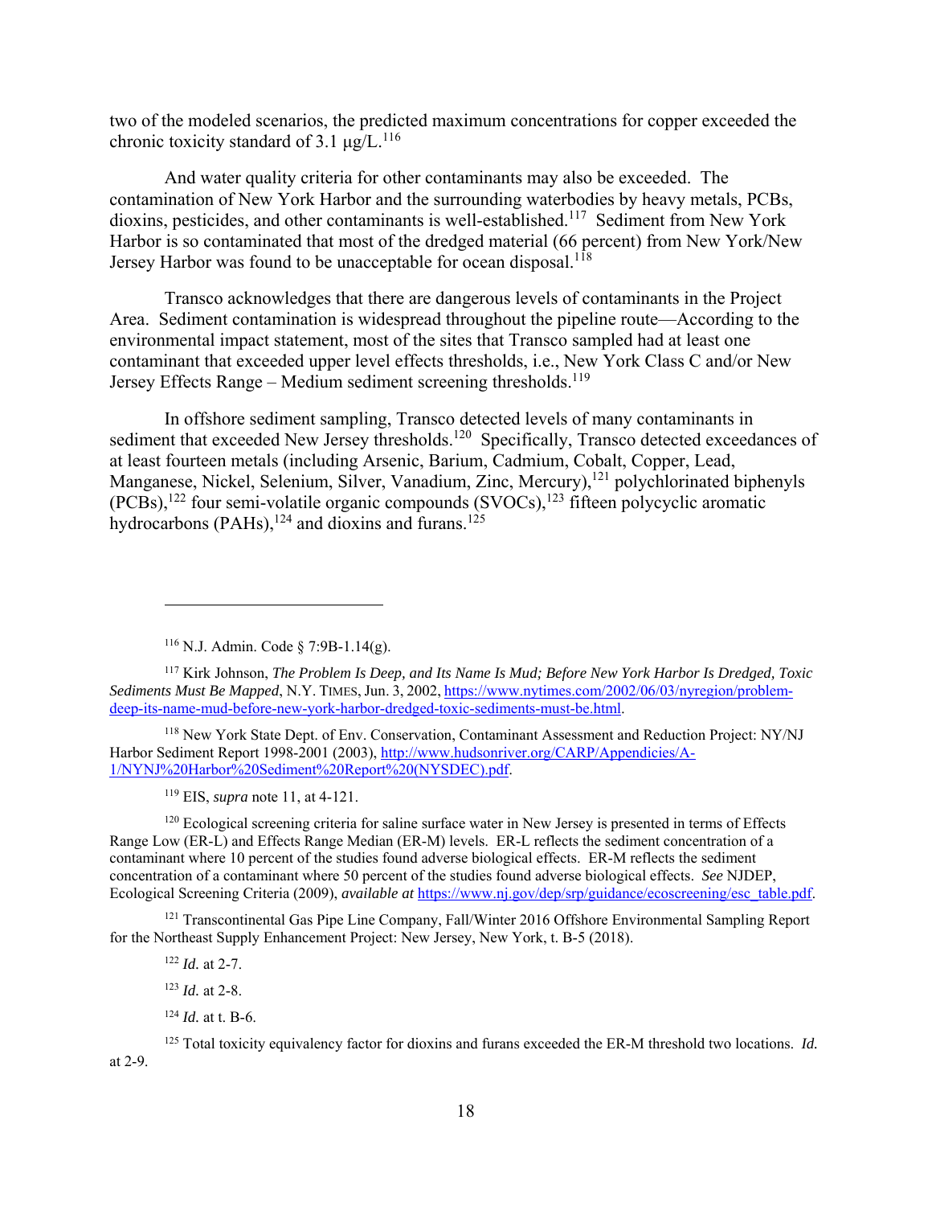two of the modeled scenarios, the predicted maximum concentrations for copper exceeded the chronic toxicity standard of 3.1 μg/L.[116]

And water quality criteria for other contaminants may also be exceeded. The contamination of New York Harbor and the surrounding waterbodies by heavy metals, PCBs, dioxins, pesticides, and other contaminants is well-established.[117] Sediment from New York Harbor is so contaminated that most of the dredged material (66 percent) from New York/New Jersey Harbor was found to be unacceptable for ocean disposal.[118]

Transco acknowledges that there are dangerous levels of contaminants in the Project Area. Sediment contamination is widespread throughout the pipeline route—According to the environmental impact statement, most of the sites that Transco sampled had at least one contaminant that exceeded upper level effects thresholds, i.e., New York Class C and/or New Jersey Effects Range – Medium sediment screening thresholds.[119]

In offshore sediment sampling, Transco detected levels of many contaminants in sediment that exceeded New Jersey thresholds.[120] Specifically, Transco detected exceedances of at least fourteen metals (including Arsenic, Barium, Cadmium, Cobalt, Copper, Lead, Manganese, Nickel, Selenium, Silver, Vanadium, Zinc, Mercury),[121] polychlorinated biphenyls (PCBs),[122] four semi-volatile organic compounds (SVOCs),[123] fifteen polycyclic aromatic hydrocarbons (PAHs),[124] and dioxins and furans.[125]

---

[116] N.J. Admin. Code § 7:9B-1.14(g).

[117] Kirk Johnson, *The Problem Is Deep, and Its Name Is Mud; Before New York Harbor Is Dredged, Toxic Sediments Must Be Mapped*, N.Y. TIMES, Jun. 3, 2002, https://www.nytimes.com/2002/06/03/nyregion/problem-deep-its-name-mud-before-new-york-harbor-dredged-toxic-sediments-must-be.html.

[118] New York State Dept. of Env. Conservation, Contaminant Assessment and Reduction Project: NY/NJ Harbor Sediment Report 1998-2001 (2003), http://www.hudsonriver.org/CARP/Appendicies/A-1/NYNJ%20Harbor%20Sediment%20Report%20(NYSDEC).pdf.

[119] EIS, *supra* note 11, at 4-121.

[120] Ecological screening criteria for saline surface water in New Jersey is presented in terms of Effects Range Low (ER-L) and Effects Range Median (ER-M) levels. ER-L reflects the sediment concentration of a contaminant where 10 percent of the studies found adverse biological effects. ER-M reflects the sediment concentration of a contaminant where 50 percent of the studies found adverse biological effects. *See* NJDEP, Ecological Screening Criteria (2009), *available at* https://www.nj.gov/dep/srp/guidance/ecoscreening/esc_table.pdf.

[121] Transcontinental Gas Pipe Line Company, Fall/Winter 2016 Offshore Environmental Sampling Report for the Northeast Supply Enhancement Project: New Jersey, New York, t. B-5 (2018).

[122] *Id.* at 2-7.

[123] *Id.* at 2-8.

[124] *Id.* at t. B-6.

[125] Total toxicity equivalency factor for dioxins and furans exceeded the ER-M threshold two locations. *Id.* at 2-9.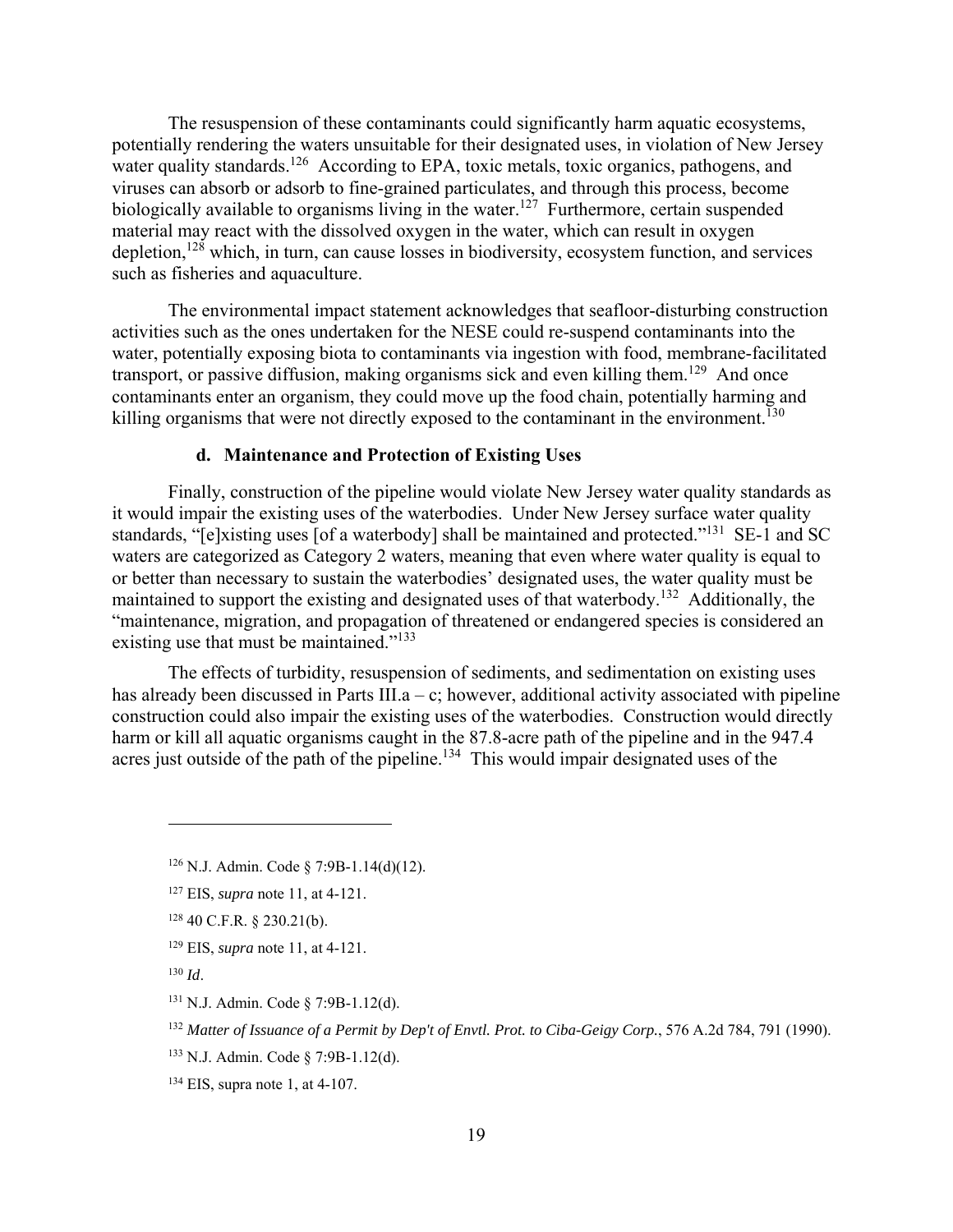The resuspension of these contaminants could significantly harm aquatic ecosystems, potentially rendering the waters unsuitable for their designated uses, in violation of New Jersey water quality standards.[126] According to EPA, toxic metals, toxic organics, pathogens, and viruses can absorb or adsorb to fine-grained particulates, and through this process, become biologically available to organisms living in the water.[127] Furthermore, certain suspended material may react with the dissolved oxygen in the water, which can result in oxygen depletion,[128] which, in turn, can cause losses in biodiversity, ecosystem function, and services such as fisheries and aquaculture.

The environmental impact statement acknowledges that seafloor-disturbing construction activities such as the ones undertaken for the NESE could re-suspend contaminants into the water, potentially exposing biota to contaminants via ingestion with food, membrane-facilitated transport, or passive diffusion, making organisms sick and even killing them.[129] And once contaminants enter an organism, they could move up the food chain, potentially harming and killing organisms that were not directly exposed to the contaminant in the environment.[130]

#### d. Maintenance and Protection of Existing Uses

Finally, construction of the pipeline would violate New Jersey water quality standards as it would impair the existing uses of the waterbodies. Under New Jersey surface water quality standards, "[e]xisting uses [of a waterbody] shall be maintained and protected."[131] SE-1 and SC waters are categorized as Category 2 waters, meaning that even where water quality is equal to or better than necessary to sustain the waterbodies' designated uses, the water quality must be maintained to support the existing and designated uses of that waterbody.[132] Additionally, the "maintenance, migration, and propagation of threatened or endangered species is considered an existing use that must be maintained."[133]

The effects of turbidity, resuspension of sediments, and sedimentation on existing uses has already been discussed in Parts III.a – c; however, additional activity associated with pipeline construction could also impair the existing uses of the waterbodies. Construction would directly harm or kill all aquatic organisms caught in the 87.8-acre path of the pipeline and in the 947.4 acres just outside of the path of the pipeline.[134] This would impair designated uses of the

---

[126] N.J. Admin. Code § 7:9B-1.14(d)(12).

[127] EIS, *supra* note 11, at 4-121.

[128] 40 C.F.R. § 230.21(b).

[129] EIS, *supra* note 11, at 4-121.

[130] *Id*.

[131] N.J. Admin. Code § 7:9B-1.12(d).

[132] *Matter of Issuance of a Permit by Dep't of Envtl. Prot. to Ciba-Geigy Corp.*, 576 A.2d 784, 791 (1990).

[133] N.J. Admin. Code § 7:9B-1.12(d).

[134] EIS, supra note 1, at 4-107.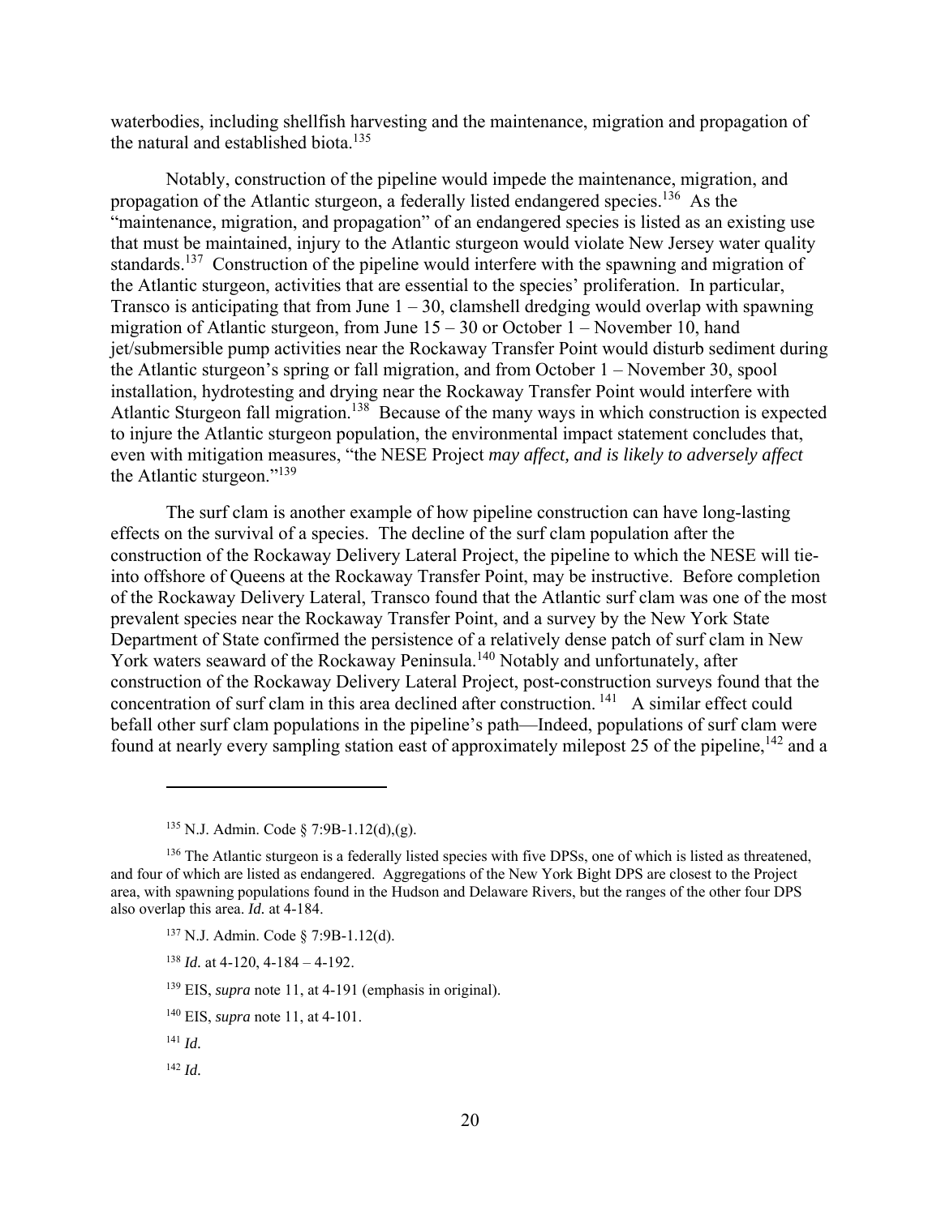waterbodies, including shellfish harvesting and the maintenance, migration and propagation of the natural and established biota.[135]

Notably, construction of the pipeline would impede the maintenance, migration, and propagation of the Atlantic sturgeon, a federally listed endangered species.[136] As the "maintenance, migration, and propagation" of an endangered species is listed as an existing use that must be maintained, injury to the Atlantic sturgeon would violate New Jersey water quality standards.[137] Construction of the pipeline would interfere with the spawning and migration of the Atlantic sturgeon, activities that are essential to the species' proliferation. In particular, Transco is anticipating that from June 1 – 30, clamshell dredging would overlap with spawning migration of Atlantic sturgeon, from June 15 – 30 or October 1 – November 10, hand jet/submersible pump activities near the Rockaway Transfer Point would disturb sediment during the Atlantic sturgeon's spring or fall migration, and from October 1 – November 30, spool installation, hydrotesting and drying near the Rockaway Transfer Point would interfere with Atlantic Sturgeon fall migration.[138] Because of the many ways in which construction is expected to injure the Atlantic sturgeon population, the environmental impact statement concludes that, even with mitigation measures, "the NESE Project *may affect, and is likely to adversely affect* the Atlantic sturgeon."[139]

The surf clam is another example of how pipeline construction can have long-lasting effects on the survival of a species. The decline of the surf clam population after the construction of the Rockaway Delivery Lateral Project, the pipeline to which the NESE will tie-into offshore of Queens at the Rockaway Transfer Point, may be instructive. Before completion of the Rockaway Delivery Lateral, Transco found that the Atlantic surf clam was one of the most prevalent species near the Rockaway Transfer Point, and a survey by the New York State Department of State confirmed the persistence of a relatively dense patch of surf clam in New York waters seaward of the Rockaway Peninsula.[140] Notably and unfortunately, after construction of the Rockaway Delivery Lateral Project, post-construction surveys found that the concentration of surf clam in this area declined after construction.[141] A similar effect could befall other surf clam populations in the pipeline's path—Indeed, populations of surf clam were found at nearly every sampling station east of approximately milepost 25 of the pipeline,[142] and a

---

[135] N.J. Admin. Code § 7:9B-1.12(d),(g).

[136] The Atlantic sturgeon is a federally listed species with five DPSs, one of which is listed as threatened, and four of which are listed as endangered. Aggregations of the New York Bight DPS are closest to the Project area, with spawning populations found in the Hudson and Delaware Rivers, but the ranges of the other four DPS also overlap this area. *Id.* at 4-184.

[137] N.J. Admin. Code § 7:9B-1.12(d).

[138] *Id.* at 4-120, 4-184 – 4-192.

[139] EIS, *supra* note 11, at 4-191 (emphasis in original).

[140] EIS, *supra* note 11, at 4-101.

[141] *Id.*

[142] *Id.*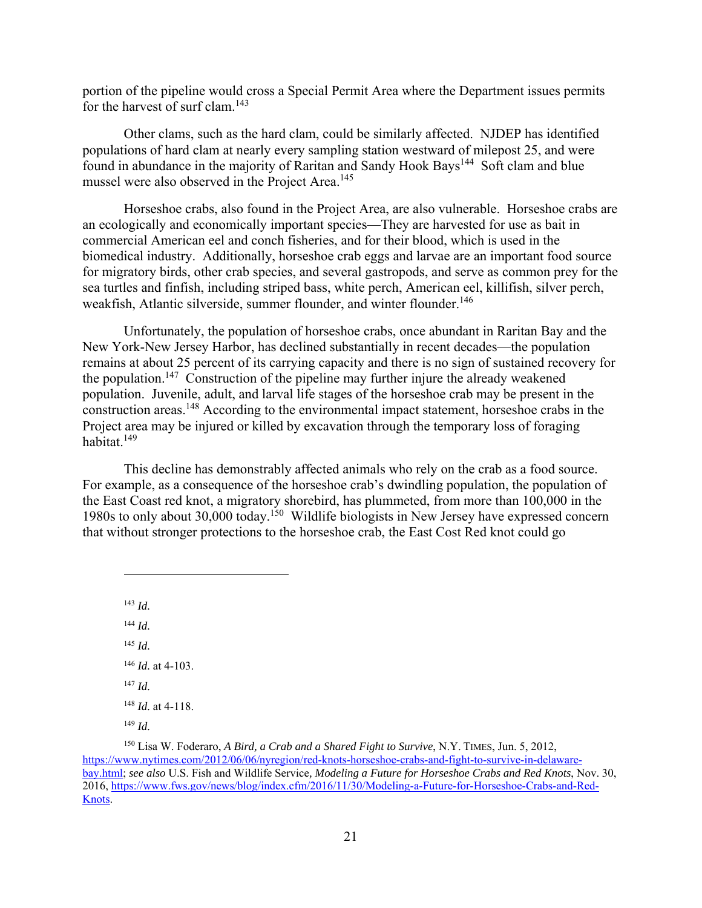portion of the pipeline would cross a Special Permit Area where the Department issues permits for the harvest of surf clam.[143]

Other clams, such as the hard clam, could be similarly affected. NJDEP has identified populations of hard clam at nearly every sampling station westward of milepost 25, and were found in abundance in the majority of Raritan and Sandy Hook Bays[144] Soft clam and blue mussel were also observed in the Project Area.[145]

Horseshoe crabs, also found in the Project Area, are also vulnerable. Horseshoe crabs are an ecologically and economically important species—They are harvested for use as bait in commercial American eel and conch fisheries, and for their blood, which is used in the biomedical industry. Additionally, horseshoe crab eggs and larvae are an important food source for migratory birds, other crab species, and several gastropods, and serve as common prey for the sea turtles and finfish, including striped bass, white perch, American eel, killifish, silver perch, weakfish, Atlantic silverside, summer flounder, and winter flounder.[146]

Unfortunately, the population of horseshoe crabs, once abundant in Raritan Bay and the New York-New Jersey Harbor, has declined substantially in recent decades—the population remains at about 25 percent of its carrying capacity and there is no sign of sustained recovery for the population.[147] Construction of the pipeline may further injure the already weakened population. Juvenile, adult, and larval life stages of the horseshoe crab may be present in the construction areas.[148] According to the environmental impact statement, horseshoe crabs in the Project area may be injured or killed by excavation through the temporary loss of foraging habitat.[149]

This decline has demonstrably affected animals who rely on the crab as a food source. For example, as a consequence of the horseshoe crab's dwindling population, the population of the East Coast red knot, a migratory shorebird, has plummeted, from more than 100,000 in the 1980s to only about 30,000 today.[150] Wildlife biologists in New Jersey have expressed concern that without stronger protections to the horseshoe crab, the East Cost Red knot could go

---

[143] *Id.*

[144] *Id.*

[145] *Id.*

[146] *Id.* at 4-103.

[147] *Id.*

[148] *Id.* at 4-118.

[149] *Id.*

[150] Lisa W. Foderaro, *A Bird, a Crab and a Shared Fight to Survive*, N.Y. TIMES, Jun. 5, 2012, https://www.nytimes.com/2012/06/06/nyregion/red-knots-horseshoe-crabs-and-fight-to-survive-in-delaware-bay.html; *see also* U.S. Fish and Wildlife Service, *Modeling a Future for Horseshoe Crabs and Red Knots*, Nov. 30, 2016, https://www.fws.gov/news/blog/index.cfm/2016/11/30/Modeling-a-Future-for-Horseshoe-Crabs-and-Red-Knots.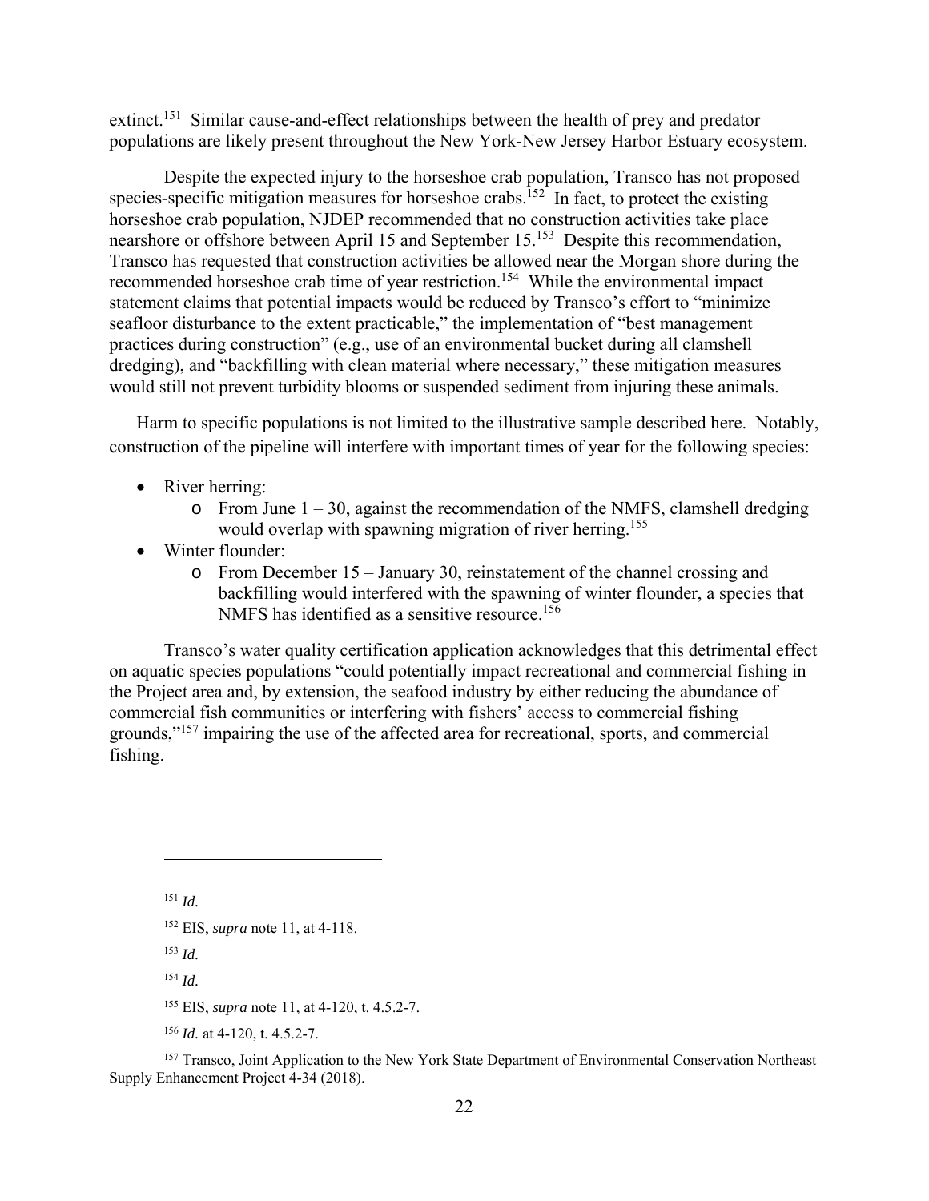extinct.[151] Similar cause-and-effect relationships between the health of prey and predator populations are likely present throughout the New York-New Jersey Harbor Estuary ecosystem.

Despite the expected injury to the horseshoe crab population, Transco has not proposed species-specific mitigation measures for horseshoe crabs.[152] In fact, to protect the existing horseshoe crab population, NJDEP recommended that no construction activities take place nearshore or offshore between April 15 and September 15.[153] Despite this recommendation, Transco has requested that construction activities be allowed near the Morgan shore during the recommended horseshoe crab time of year restriction.[154] While the environmental impact statement claims that potential impacts would be reduced by Transco's effort to "minimize seafloor disturbance to the extent practicable," the implementation of "best management practices during construction" (e.g., use of an environmental bucket during all clamshell dredging), and "backfilling with clean material where necessary," these mitigation measures would still not prevent turbidity blooms or suspended sediment from injuring these animals.

Harm to specific populations is not limited to the illustrative sample described here. Notably, construction of the pipeline will interfere with important times of year for the following species:

- River herring:
  - From June 1 – 30, against the recommendation of the NMFS, clamshell dredging would overlap with spawning migration of river herring.[155]
- Winter flounder:
  - From December 15 – January 30, reinstatement of the channel crossing and backfilling would interfered with the spawning of winter flounder, a species that NMFS has identified as a sensitive resource.[156]

Transco's water quality certification application acknowledges that this detrimental effect on aquatic species populations "could potentially impact recreational and commercial fishing in the Project area and, by extension, the seafood industry by either reducing the abundance of commercial fish communities or interfering with fishers' access to commercial fishing grounds,"[157] impairing the use of the affected area for recreational, sports, and commercial fishing.

---

[151] *Id.*

[152] EIS, *supra* note 11, at 4-118.

[153] *Id.*

[154] *Id.*

[155] EIS, *supra* note 11, at 4-120, t. 4.5.2-7.

[156] *Id.* at 4-120, t. 4.5.2-7.

[157] Transco, Joint Application to the New York State Department of Environmental Conservation Northeast Supply Enhancement Project 4-34 (2018).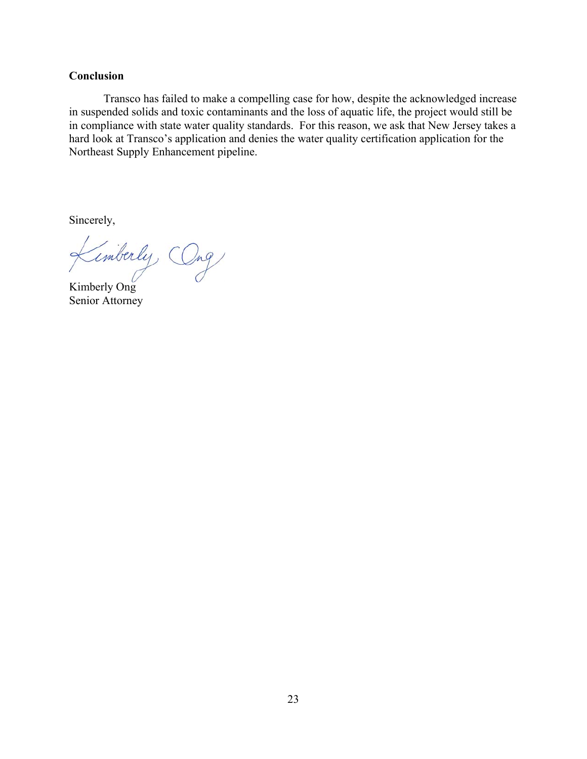**Conclusion**

Transco has failed to make a compelling case for how, despite the acknowledged increase in suspended solids and toxic contaminants and the loss of aquatic life, the project would still be in compliance with state water quality standards. For this reason, we ask that New Jersey takes a hard look at Transco's application and denies the water quality certification application for the Northeast Supply Enhancement pipeline.

Sincerely,

Kimberly Ong
Senior Attorney